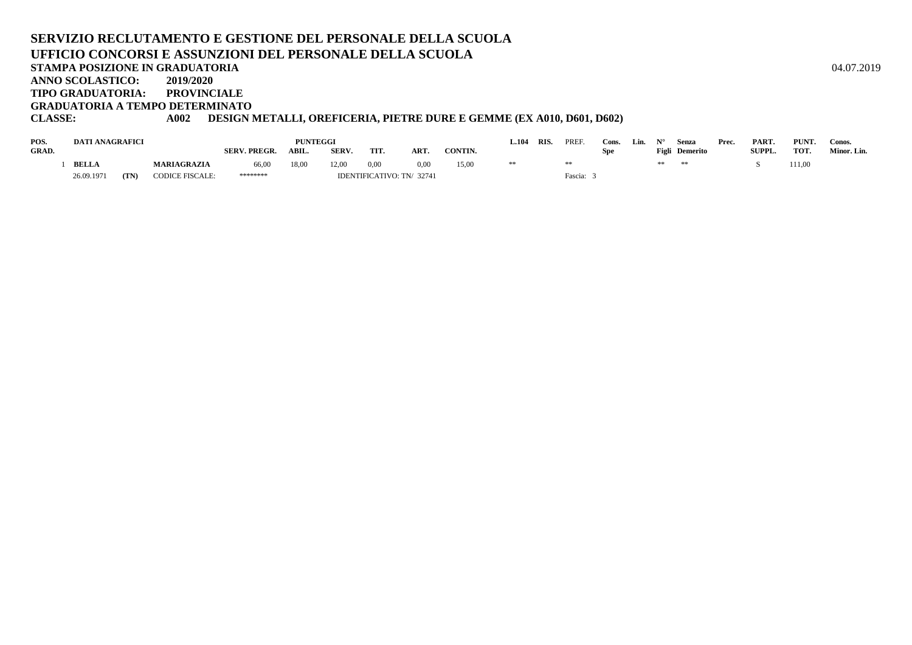**SERVIZIO RECLUTAMENTO E GESTIONE DEL PERSONALE DELLA SCUOLA**
**UFFICIO CONCORSI E ASSUNZIONI DEL PERSONALE DELLA SCUOLA**
**STAMPA POSIZIONE IN GRADUATORIA** 04.07.2019
**ANNO SCOLASTICO: 2019/2020**
**TIPO GRADUATORIA: PROVINCIALE**
**GRADUATORIA A TEMPO DETERMINATO**
**CLASSE: A002 DESIGN METALLI, OREFICERIA, PIETRE DURE E GEMME (EX A010, D601, D602)**

| POS. GRAD. | DATI ANAGRAFICI | | | SERV. PREGR. | PUNTEGGI ABIL. | SERV. | TIT. | ART. | CONTIN. | L.104 | RIS. | PREF. | Cons. Spe | Lin. | N° Figli | Senza Demerito | Prec. | PART. SUPPL. | PUNT. TOT. | Conos. Minor. Lin. |
|---|---|---|---|---|---|---|---|---|---|---|---|---|---|---|---|---|---|---|---|---|
| 1 | BELLA | | MARIAGRAZIA | 66,00 | 18,00 | 12,00 | 0,00 | 0,00 | 15,00 | ** | | ** | | | ** | ** | | S | 111,00 | |
| | 26.09.1971 | (TN) | CODICE FISCALE: | ******** | | IDENTIFICATIVO: TN/ 32741 | | | | | | Fascia: 3 | | | | | | | | |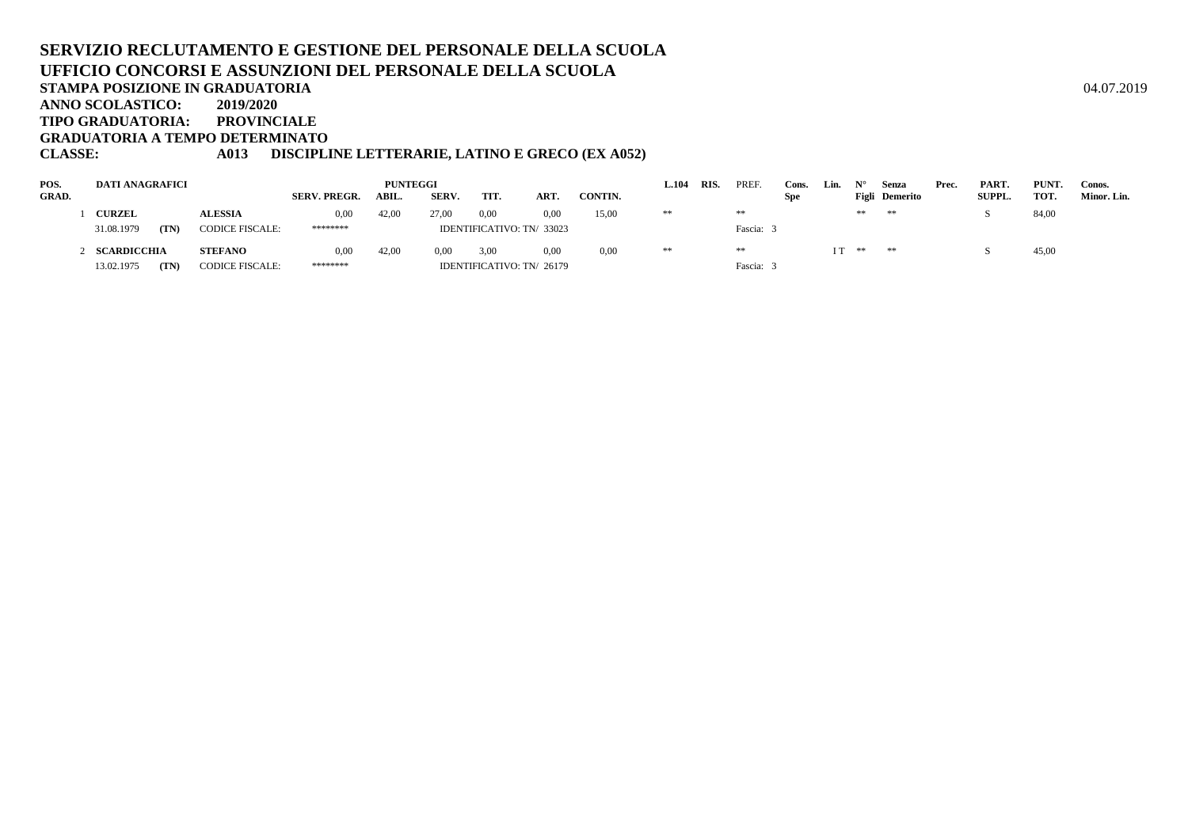**SERVIZIO RECLUTAMENTO E GESTIONE DEL PERSONALE DELLA SCUOLA**
**UFFICIO CONCORSI E ASSUNZIONI DEL PERSONALE DELLA SCUOLA**
**STAMPA POSIZIONE IN GRADUATORIA**

04.07.2019

**ANNO SCOLASTICO:** 2019/2020
**TIPO GRADUATORIA:** PROVINCIALE
**GRADUATORIA A TEMPO DETERMINATO**
**CLASSE:** A013 DISCIPLINE LETTERARIE, LATINO E GRECO (EX A052)

| POS. GRAD. | DATI ANAGRAFICI | | | SERV. PREGR. | PUNTEGGI ABIL. | SERV. | TIT. | ART. | CONTIN. | L.104 | RIS. | PREF. | Cons. Spe | Lin. | N° Figli | Senza Demerito | Prec. | PART. SUPPL. | PUNT. TOT. | Conos. Minor. Lin. |
|---|---|---|---|---|---|---|---|---|---|---|---|---|---|---|---|---|---|---|---|---|
| 1 | **CURZEL** | | **ALESSIA** | 0,00 | 42,00 | 27,00 | 0,00 | 0,00 | 15,00 | ** | | ** | | | ** | ** | | S | 84,00 | |
| | 31.08.1979 | (TN) | CODICE FISCALE: | ******** | | IDENTIFICATIVO: TN/ 33023 | | | | | | Fascia: 3 | | | | | | | | |
| 2 | **SCARDICCHIA** | | **STEFANO** | 0,00 | 42,00 | 0,00 | 3,00 | 0,00 | 0,00 | ** | | ** | | I T | ** | ** | | S | 45,00 | |
| | 13.02.1975 | (TN) | CODICE FISCALE: | ******** | | IDENTIFICATIVO: TN/ 26179 | | | | | | Fascia: 3 | | | | | | | | |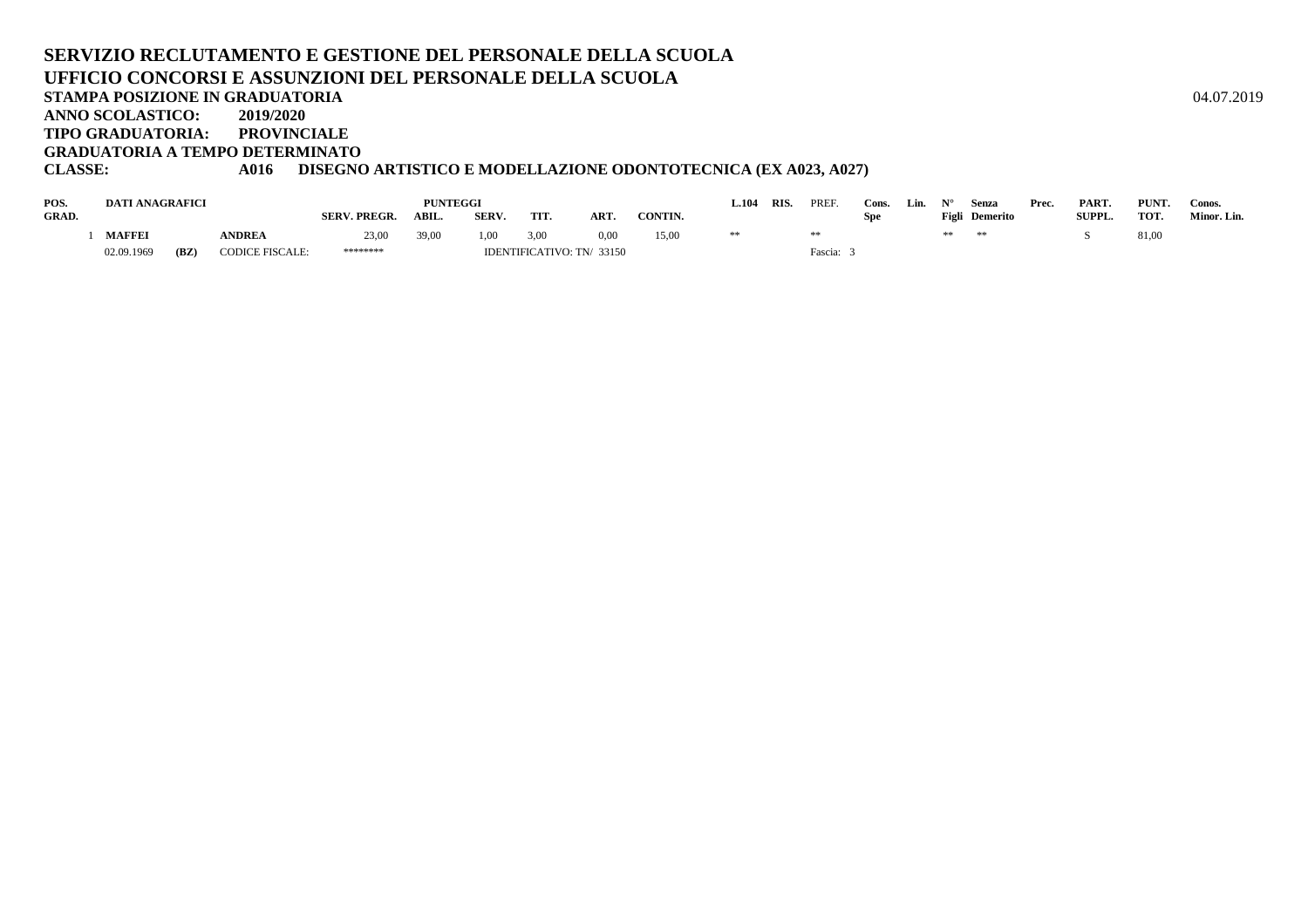# SERVIZIO RECLUTAMENTO E GESTIONE DEL PERSONALE DELLA SCUOLA

## UFFICIO CONCORSI E ASSUNZIONI DEL PERSONALE DELLA SCUOLA

**STAMPA POSIZIONE IN GRADUATORIA** 04.07.2019

**ANNO SCOLASTICO:** 2019/2020

**TIPO GRADUATORIA:** PROVINCIALE

**GRADUATORIA A TEMPO DETERMINATO**

**CLASSE:** A016 DISEGNO ARTISTICO E MODELLAZIONE ODONTOTECNICA (EX A023, A027)

| POS. GRAD. | DATI ANAGRAFICI | | | SERV. PREGR. | PUNTEGGI ABIL. | SERV. | TIT. | ART. | CONTIN. | L.104 | RIS. | PREF. | Cons. Spe | Lin. | N° Figli | Senza Demerito | Prec. | PART. SUPPL. | PUNT. TOT. | Conos. Minor. Lin. |
|---|---|---|---|---|---|---|---|---|---|---|---|---|---|---|---|---|---|---|---|---|
| 1 | MAFFEI | | ANDREA | 23,00 | 39,00 | 1,00 | 3,00 | 0,00 | 15,00 | ** | | ** | | | ** | ** | | S | 81,00 | |
| | 02.09.1969 | (BZ) | CODICE FISCALE: | ******** | | IDENTIFICATIVO: TN/ 33150 | | | | | | Fascia: 3 | | | | | | | | |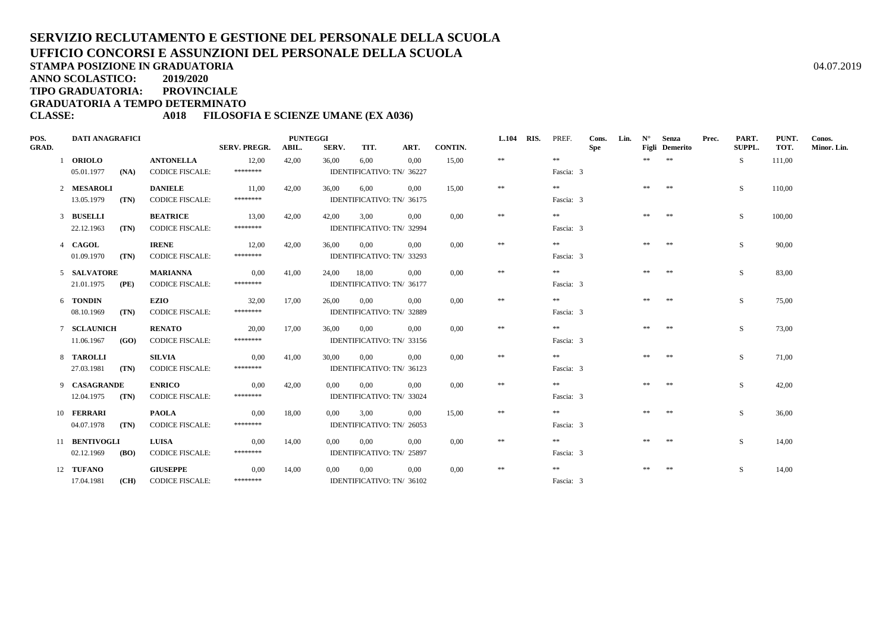# SERVIZIO RECLUTAMENTO E GESTIONE DEL PERSONALE DELLA SCUOLA
# UFFICIO CONCORSI E ASSUNZIONI DEL PERSONALE DELLA SCUOLA

**STAMPA POSIZIONE IN GRADUATORIA** 04.07.2019

**ANNO SCOLASTICO: 2019/2020**

**TIPO GRADUATORIA: PROVINCIALE**

**GRADUATORIA A TEMPO DETERMINATO**

**CLASSE: A018 FILOSOFIA E SCIENZE UMANE (EX A036)**

| POS. GRAD. | DATI ANAGRAFICI | | | SERV. PREGR. | PUNTEGGI ABIL. | SERV. | TIT. | ART. | CONTIN. | L.104 | RIS. | PREF. | Cons. Spe | Lin. | N° Figli | Senza Demerito | Prec. | PART. SUPPL. | PUNT. TOT. | Conos. Minor. Lin. |
|---|---|---|---|---|---|---|---|---|---|---|---|---|---|---|---|---|---|---|---|---|
| 1 | **ORIOLO** | | **ANTONELLA** | 12,00 | 42,00 | 36,00 | 6,00 | 0,00 | 15,00 | ** | | ** | | | ** | ** | | S | 111,00 | |
| | 05.01.1977 | **(NA)** | CODICE FISCALE: | ******** | | IDENTIFICATIVO: TN/ 36227 | | | | | | Fascia: 3 | | | | | | | | |
| 2 | **MESAROLI** | | **DANIELE** | 11,00 | 42,00 | 36,00 | 6,00 | 0,00 | 15,00 | ** | | ** | | | ** | ** | | S | 110,00 | |
| | 13.05.1979 | **(TN)** | CODICE FISCALE: | ******** | | IDENTIFICATIVO: TN/ 36175 | | | | | | Fascia: 3 | | | | | | | | |
| 3 | **BUSELLI** | | **BEATRICE** | 13,00 | 42,00 | 42,00 | 3,00 | 0,00 | 0,00 | ** | | ** | | | ** | ** | | S | 100,00 | |
| | 22.12.1963 | **(TN)** | CODICE FISCALE: | ******** | | IDENTIFICATIVO: TN/ 32994 | | | | | | Fascia: 3 | | | | | | | | |
| 4 | **CAGOL** | | **IRENE** | 12,00 | 42,00 | 36,00 | 0,00 | 0,00 | 0,00 | ** | | ** | | | ** | ** | | S | 90,00 | |
| | 01.09.1970 | **(TN)** | CODICE FISCALE: | ******** | | IDENTIFICATIVO: TN/ 33293 | | | | | | Fascia: 3 | | | | | | | | |
| 5 | **SALVATORE** | | **MARIANNA** | 0,00 | 41,00 | 24,00 | 18,00 | 0,00 | 0,00 | ** | | ** | | | ** | ** | | S | 83,00 | |
| | 21.01.1975 | **(PE)** | CODICE FISCALE: | ******** | | IDENTIFICATIVO: TN/ 36177 | | | | | | Fascia: 3 | | | | | | | | |
| 6 | **TONDIN** | | **EZIO** | 32,00 | 17,00 | 26,00 | 0,00 | 0,00 | 0,00 | ** | | ** | | | ** | ** | | S | 75,00 | |
| | 08.10.1969 | **(TN)** | CODICE FISCALE: | ******** | | IDENTIFICATIVO: TN/ 32889 | | | | | | Fascia: 3 | | | | | | | | |
| 7 | **SCLAUNICH** | | **RENATO** | 20,00 | 17,00 | 36,00 | 0,00 | 0,00 | 0,00 | ** | | ** | | | ** | ** | | S | 73,00 | |
| | 11.06.1967 | **(GO)** | CODICE FISCALE: | ******** | | IDENTIFICATIVO: TN/ 33156 | | | | | | Fascia: 3 | | | | | | | | |
| 8 | **TAROLLI** | | **SILVIA** | 0,00 | 41,00 | 30,00 | 0,00 | 0,00 | 0,00 | ** | | ** | | | ** | ** | | S | 71,00 | |
| | 27.03.1981 | **(TN)** | CODICE FISCALE: | ******** | | IDENTIFICATIVO: TN/ 36123 | | | | | | Fascia: 3 | | | | | | | | |
| 9 | **CASAGRANDE** | | **ENRICO** | 0,00 | 42,00 | 0,00 | 0,00 | 0,00 | 0,00 | ** | | ** | | | ** | ** | | S | 42,00 | |
| | 12.04.1975 | **(TN)** | CODICE FISCALE: | ******** | | IDENTIFICATIVO: TN/ 33024 | | | | | | Fascia: 3 | | | | | | | | |
| 10 | **FERRARI** | | **PAOLA** | 0,00 | 18,00 | 0,00 | 3,00 | 0,00 | 15,00 | ** | | ** | | | ** | ** | | S | 36,00 | |
| | 04.07.1978 | **(TN)** | CODICE FISCALE: | ******** | | IDENTIFICATIVO: TN/ 26053 | | | | | | Fascia: 3 | | | | | | | | |
| 11 | **BENTIVOGLI** | | **LUISA** | 0,00 | 14,00 | 0,00 | 0,00 | 0,00 | 0,00 | ** | | ** | | | ** | ** | | S | 14,00 | |
| | 02.12.1969 | **(BO)** | CODICE FISCALE: | ******** | | IDENTIFICATIVO: TN/ 25897 | | | | | | Fascia: 3 | | | | | | | | |
| 12 | **TUFANO** | | **GIUSEPPE** | 0,00 | 14,00 | 0,00 | 0,00 | 0,00 | 0,00 | ** | | ** | | | ** | ** | | S | 14,00 | |
| | 17.04.1981 | **(CH)** | CODICE FISCALE: | ******** | | IDENTIFICATIVO: TN/ 36102 | | | | | | Fascia: 3 | | | | | | | | |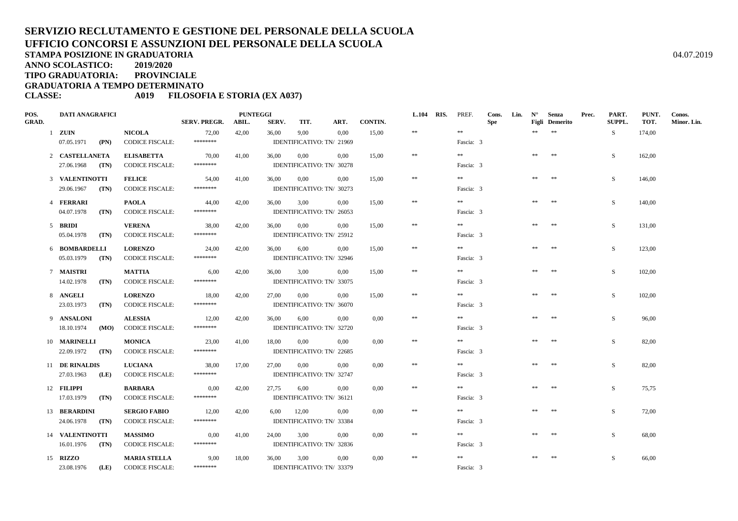# SERVIZIO RECLUTAMENTO E GESTIONE DEL PERSONALE DELLA SCUOLA
# UFFICIO CONCORSI E ASSUNZIONI DEL PERSONALE DELLA SCUOLA

**STAMPA POSIZIONE IN GRADUATORIA** 04.07.2019

**ANNO SCOLASTICO: 2019/2020**

**TIPO GRADUATORIA: PROVINCIALE**

**GRADUATORIA A TEMPO DETERMINATO**

**CLASSE: A019 FILOSOFIA E STORIA (EX A037)**

| POS. GRAD. | DATI ANAGRAFICI | | | SERV. PREGR. | PUNTEGGI ABIL. | SERV. | TIT. | ART. | CONTIN. | L.104 | RIS. | PREF. | Cons. Spe | Lin. | N° Figli | Senza Demerito | Prec. | PART. SUPPL. | PUNT. TOT. | Conos. Minor. Lin. |
|---|---|---|---|---|---|---|---|---|---|---|---|---|---|---|---|---|---|---|---|---|
| 1 | **ZUIN** | | **NICOLA** | 72,00 | 42,00 | 36,00 | 9,00 | 0,00 | 15,00 | ** | | ** | | | ** | ** | | S | 174,00 | |
| | 07.05.1971 | **(PN)** | CODICE FISCALE: | ******** | | IDENTIFICATIVO: TN/ 21969 | | | | | | Fascia: 3 | | | | | | | | |
| 2 | **CASTELLANETA** | | **ELISABETTA** | 70,00 | 41,00 | 36,00 | 0,00 | 0,00 | 15,00 | ** | | ** | | | ** | ** | | S | 162,00 | |
| | 27.06.1968 | **(TN)** | CODICE FISCALE: | ******** | | IDENTIFICATIVO: TN/ 30278 | | | | | | Fascia: 3 | | | | | | | | |
| 3 | **VALENTINOTTI** | | **FELICE** | 54,00 | 41,00 | 36,00 | 0,00 | 0,00 | 15,00 | ** | | ** | | | ** | ** | | S | 146,00 | |
| | 29.06.1967 | **(TN)** | CODICE FISCALE: | ******** | | IDENTIFICATIVO: TN/ 30273 | | | | | | Fascia: 3 | | | | | | | | |
| 4 | **FERRARI** | | **PAOLA** | 44,00 | 42,00 | 36,00 | 3,00 | 0,00 | 15,00 | ** | | ** | | | ** | ** | | S | 140,00 | |
| | 04.07.1978 | **(TN)** | CODICE FISCALE: | ******** | | IDENTIFICATIVO: TN/ 26053 | | | | | | Fascia: 3 | | | | | | | | |
| 5 | **BRIDI** | | **VERENA** | 38,00 | 42,00 | 36,00 | 0,00 | 0,00 | 15,00 | ** | | ** | | | ** | ** | | S | 131,00 | |
| | 05.04.1978 | **(TN)** | CODICE FISCALE: | ******** | | IDENTIFICATIVO: TN/ 25912 | | | | | | Fascia: 3 | | | | | | | | |
| 6 | **BOMBARDELLI** | | **LORENZO** | 24,00 | 42,00 | 36,00 | 6,00 | 0,00 | 15,00 | ** | | ** | | | ** | ** | | S | 123,00 | |
| | 05.03.1979 | **(TN)** | CODICE FISCALE: | ******** | | IDENTIFICATIVO: TN/ 32946 | | | | | | Fascia: 3 | | | | | | | | |
| 7 | **MAISTRI** | | **MATTIA** | 6,00 | 42,00 | 36,00 | 3,00 | 0,00 | 15,00 | ** | | ** | | | ** | ** | | S | 102,00 | |
| | 14.02.1978 | **(TN)** | CODICE FISCALE: | ******** | | IDENTIFICATIVO: TN/ 33075 | | | | | | Fascia: 3 | | | | | | | | |
| 8 | **ANGELI** | | **LORENZO** | 18,00 | 42,00 | 27,00 | 0,00 | 0,00 | 15,00 | ** | | ** | | | ** | ** | | S | 102,00 | |
| | 23.03.1973 | **(TN)** | CODICE FISCALE: | ******** | | IDENTIFICATIVO: TN/ 36070 | | | | | | Fascia: 3 | | | | | | | | |
| 9 | **ANSALONI** | | **ALESSIA** | 12,00 | 42,00 | 36,00 | 6,00 | 0,00 | 0,00 | ** | | ** | | | ** | ** | | S | 96,00 | |
| | 18.10.1974 | **(MO)** | CODICE FISCALE: | ******** | | IDENTIFICATIVO: TN/ 32720 | | | | | | Fascia: 3 | | | | | | | | |
| 10 | **MARINELLI** | | **MONICA** | 23,00 | 41,00 | 18,00 | 0,00 | 0,00 | 0,00 | ** | | ** | | | ** | ** | | S | 82,00 | |
| | 22.09.1972 | **(TN)** | CODICE FISCALE: | ******** | | IDENTIFICATIVO: TN/ 22685 | | | | | | Fascia: 3 | | | | | | | | |
| 11 | **DE RINALDIS** | | **LUCIANA** | 38,00 | 17,00 | 27,00 | 0,00 | 0,00 | 0,00 | ** | | ** | | | ** | ** | | S | 82,00 | |
| | 27.03.1963 | **(LE)** | CODICE FISCALE: | ******** | | IDENTIFICATIVO: TN/ 32747 | | | | | | Fascia: 3 | | | | | | | | |
| 12 | **FILIPPI** | | **BARBARA** | 0,00 | 42,00 | 27,75 | 6,00 | 0,00 | 0,00 | ** | | ** | | | ** | ** | | S | 75,75 | |
| | 17.03.1979 | **(TN)** | CODICE FISCALE: | ******** | | IDENTIFICATIVO: TN/ 36121 | | | | | | Fascia: 3 | | | | | | | | |
| 13 | **BERARDINI** | | **SERGIO FABIO** | 12,00 | 42,00 | 6,00 | 12,00 | 0,00 | 0,00 | ** | | ** | | | ** | ** | | S | 72,00 | |
| | 24.06.1978 | **(TN)** | CODICE FISCALE: | ******** | | IDENTIFICATIVO: TN/ 33384 | | | | | | Fascia: 3 | | | | | | | | |
| 14 | **VALENTINOTTI** | | **MASSIMO** | 0,00 | 41,00 | 24,00 | 3,00 | 0,00 | 0,00 | ** | | ** | | | ** | ** | | S | 68,00 | |
| | 16.01.1976 | **(TN)** | CODICE FISCALE: | ******** | | IDENTIFICATIVO: TN/ 32836 | | | | | | Fascia: 3 | | | | | | | | |
| 15 | **RIZZO** | | **MARIA STELLA** | 9,00 | 18,00 | 36,00 | 3,00 | 0,00 | 0,00 | ** | | ** | | | ** | ** | | S | 66,00 | |
| | 23.08.1976 | **(LE)** | CODICE FISCALE: | ******** | | IDENTIFICATIVO: TN/ 33379 | | | | | | Fascia: 3 | | | | | | | | |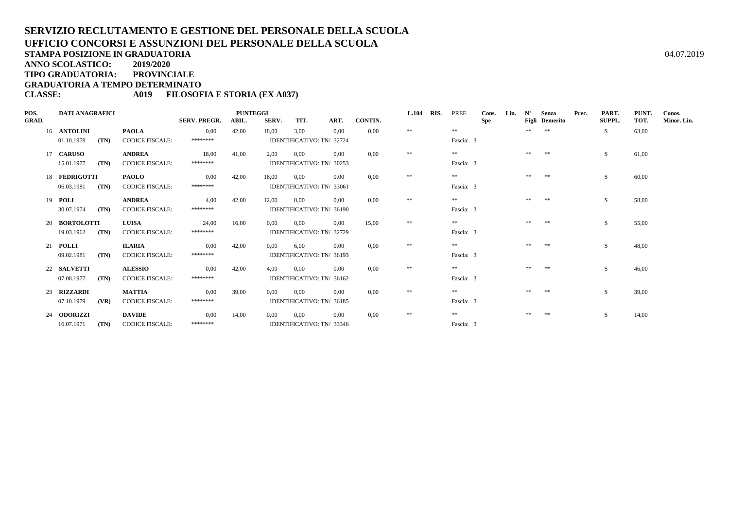# SERVIZIO RECLUTAMENTO E GESTIONE DEL PERSONALE DELLA SCUOLA
# UFFICIO CONCORSI E ASSUNZIONI DEL PERSONALE DELLA SCUOLA

**STAMPA POSIZIONE IN GRADUATORIA** 04.07.2019
**ANNO SCOLASTICO: 2019/2020**
**TIPO GRADUATORIA: PROVINCIALE**
**GRADUATORIA A TEMPO DETERMINATO**
**CLASSE: A019 FILOSOFIA E STORIA (EX A037)**

| POS. GRAD. | DATI ANAGRAFICI | | | SERV. PREGR. | PUNTEGGI ABIL. | SERV. | TIT. | ART. | CONTIN. | L.104 | RIS. | PREF. | Cons. Spe | Lin. | N° Figli | Senza Demerito | Prec. | PART. SUPPL. | PUNT. TOT. | Conos. Minor. Lin. |
|---|---|---|---|---|---|---|---|---|---|---|---|---|---|---|---|---|---|---|---|---|
| 16 | **ANTOLINI** | | **PAOLA** | 0,00 | 42,00 | 18,00 | 3,00 | 0,00 | 0,00 | ** | | ** | | | ** | ** | | S | 63,00 | |
| | 01.10.1978 | **(TN)** | CODICE FISCALE: | ******** | | IDENTIFICATIVO: TN/ 32724 | | | | | | Fascia: 3 | | | | | | | | |
| 17 | **CARUSO** | | **ANDREA** | 18,00 | 41,00 | 2,00 | 0,00 | 0,00 | 0,00 | ** | | ** | | | ** | ** | | S | 61,00 | |
| | 15.01.1977 | **(TN)** | CODICE FISCALE: | ******** | | IDENTIFICATIVO: TN/ 30253 | | | | | | Fascia: 3 | | | | | | | | |
| 18 | **FEDRIGOTTI** | | **PAOLO** | 0,00 | 42,00 | 18,00 | 0,00 | 0,00 | 0,00 | ** | | ** | | | ** | ** | | S | 60,00 | |
| | 06.03.1981 | **(TN)** | CODICE FISCALE: | ******** | | IDENTIFICATIVO: TN/ 33061 | | | | | | Fascia: 3 | | | | | | | | |
| 19 | **POLI** | | **ANDREA** | 4,00 | 42,00 | 12,00 | 0,00 | 0,00 | 0,00 | ** | | ** | | | ** | ** | | S | 58,00 | |
| | 30.07.1974 | **(TN)** | CODICE FISCALE: | ******** | | IDENTIFICATIVO: TN/ 36190 | | | | | | Fascia: 3 | | | | | | | | |
| 20 | **BORTOLOTTI** | | **LUISA** | 24,00 | 16,00 | 0,00 | 0,00 | 0,00 | 15,00 | ** | | ** | | | ** | ** | | S | 55,00 | |
| | 19.03.1962 | **(TN)** | CODICE FISCALE: | ******** | | IDENTIFICATIVO: TN/ 32729 | | | | | | Fascia: 3 | | | | | | | | |
| 21 | **POLLI** | | **ILARIA** | 0,00 | 42,00 | 0,00 | 6,00 | 0,00 | 0,00 | ** | | ** | | | ** | ** | | S | 48,00 | |
| | 09.02.1981 | **(TN)** | CODICE FISCALE: | ******** | | IDENTIFICATIVO: TN/ 36193 | | | | | | Fascia: 3 | | | | | | | | |
| 22 | **SALVETTI** | | **ALESSIO** | 0,00 | 42,00 | 4,00 | 0,00 | 0,00 | 0,00 | ** | | ** | | | ** | ** | | S | 46,00 | |
| | 07.08.1977 | **(TN)** | CODICE FISCALE: | ******** | | IDENTIFICATIVO: TN/ 36162 | | | | | | Fascia: 3 | | | | | | | | |
| 23 | **RIZZARDI** | | **MATTIA** | 0,00 | 39,00 | 0,00 | 0,00 | 0,00 | 0,00 | ** | | ** | | | ** | ** | | S | 39,00 | |
| | 07.10.1979 | **(VR)** | CODICE FISCALE: | ******** | | IDENTIFICATIVO: TN/ 36185 | | | | | | Fascia: 3 | | | | | | | | |
| 24 | **ODORIZZI** | | **DAVIDE** | 0,00 | 14,00 | 0,00 | 0,00 | 0,00 | 0,00 | ** | | ** | | | ** | ** | | S | 14,00 | |
| | 16.07.1971 | **(TN)** | CODICE FISCALE: | ******** | | IDENTIFICATIVO: TN/ 33346 | | | | | | Fascia: 3 | | | | | | | | |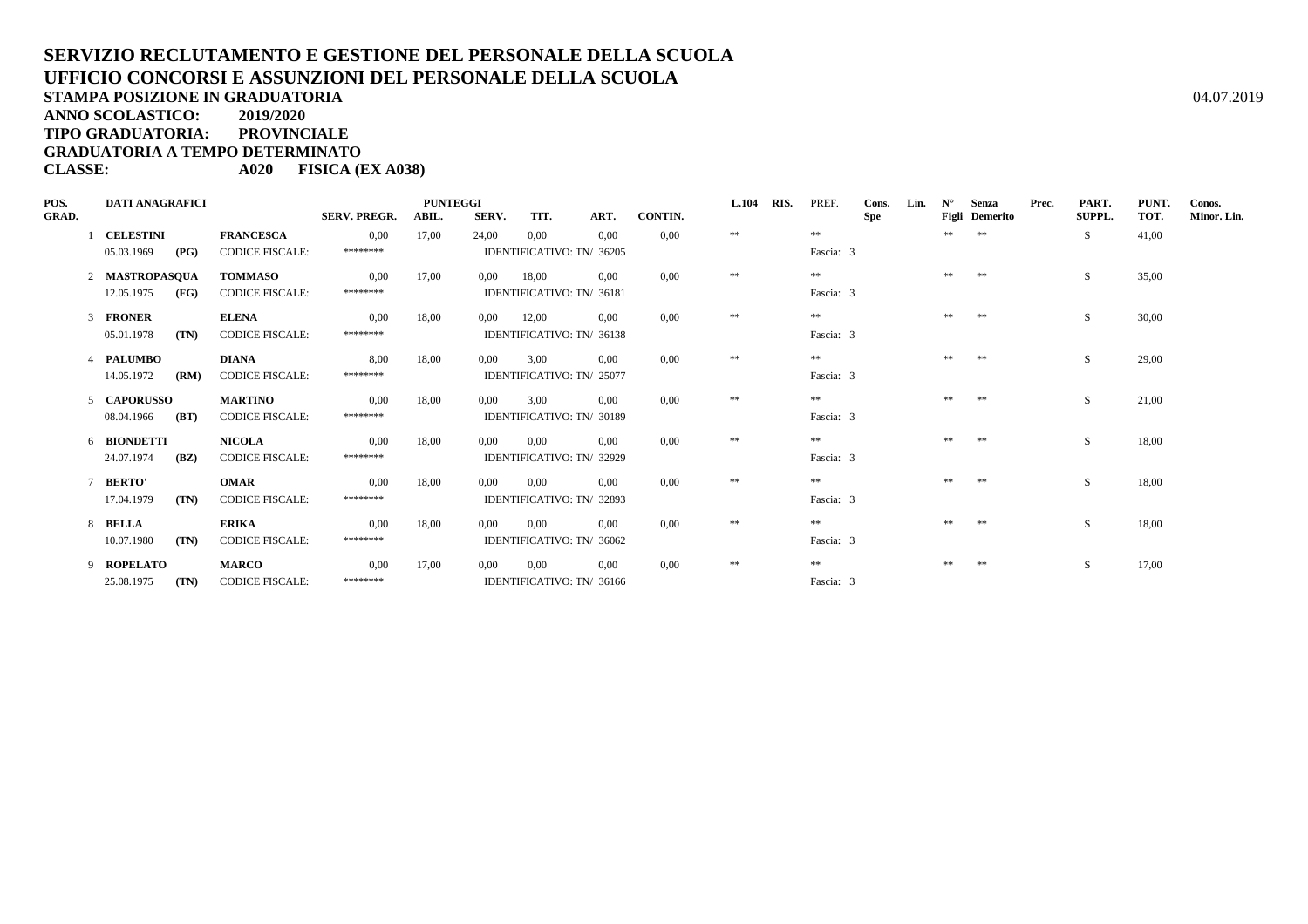# SERVIZIO RECLUTAMENTO E GESTIONE DEL PERSONALE DELLA SCUOLA
# UFFICIO CONCORSI E ASSUNZIONI DEL PERSONALE DELLA SCUOLA

**STAMPA POSIZIONE IN GRADUATORIA** 04.07.2019

**ANNO SCOLASTICO: 2019/2020**

**TIPO GRADUATORIA: PROVINCIALE**

**GRADUATORIA A TEMPO DETERMINATO**

**CLASSE: A020 FISICA (EX A038)**

| POS. GRAD. | DATI ANAGRAFICI | | | SERV. PREGR. | PUNTEGGI ABIL. | SERV. | TIT. | ART. | CONTIN. | L.104 | RIS. | PREF. | Cons. Spe | Lin. | N° Figli | Senza Demerito | Prec. | PART. SUPPL. | PUNT. TOT. | Conos. Minor. Lin. |
|---|---|---|---|---|---|---|---|---|---|---|---|---|---|---|---|---|---|---|---|---|
| 1 | **CELESTINI** | | **FRANCESCA** | 0,00 | 17,00 | 24,00 | 0,00 | 0,00 | 0,00 | ** | | ** | | | ** | ** | | S | 41,00 | |
| | 05.03.1969 | **(PG)** | CODICE FISCALE: | ******** | | IDENTIFICATIVO: TN/ 36205 | | | | | | Fascia: 3 | | | | | | | | |
| 2 | **MASTROPASQUA** | | **TOMMASO** | 0,00 | 17,00 | 0,00 | 18,00 | 0,00 | 0,00 | ** | | ** | | | ** | ** | | S | 35,00 | |
| | 12.05.1975 | **(FG)** | CODICE FISCALE: | ******** | | IDENTIFICATIVO: TN/ 36181 | | | | | | Fascia: 3 | | | | | | | | |
| 3 | **FRONER** | | **ELENA** | 0,00 | 18,00 | 0,00 | 12,00 | 0,00 | 0,00 | ** | | ** | | | ** | ** | | S | 30,00 | |
| | 05.01.1978 | **(TN)** | CODICE FISCALE: | ******** | | IDENTIFICATIVO: TN/ 36138 | | | | | | Fascia: 3 | | | | | | | | |
| 4 | **PALUMBO** | | **DIANA** | 8,00 | 18,00 | 0,00 | 3,00 | 0,00 | 0,00 | ** | | ** | | | ** | ** | | S | 29,00 | |
| | 14.05.1972 | **(RM)** | CODICE FISCALE: | ******** | | IDENTIFICATIVO: TN/ 25077 | | | | | | Fascia: 3 | | | | | | | | |
| 5 | **CAPORUSSO** | | **MARTINO** | 0,00 | 18,00 | 0,00 | 3,00 | 0,00 | 0,00 | ** | | ** | | | ** | ** | | S | 21,00 | |
| | 08.04.1966 | **(BT)** | CODICE FISCALE: | ******** | | IDENTIFICATIVO: TN/ 30189 | | | | | | Fascia: 3 | | | | | | | | |
| 6 | **BIONDETTI** | | **NICOLA** | 0,00 | 18,00 | 0,00 | 0,00 | 0,00 | 0,00 | ** | | ** | | | ** | ** | | S | 18,00 | |
| | 24.07.1974 | **(BZ)** | CODICE FISCALE: | ******** | | IDENTIFICATIVO: TN/ 32929 | | | | | | Fascia: 3 | | | | | | | | |
| 7 | **BERTO'** | | **OMAR** | 0,00 | 18,00 | 0,00 | 0,00 | 0,00 | 0,00 | ** | | ** | | | ** | ** | | S | 18,00 | |
| | 17.04.1979 | **(TN)** | CODICE FISCALE: | ******** | | IDENTIFICATIVO: TN/ 32893 | | | | | | Fascia: 3 | | | | | | | | |
| 8 | **BELLA** | | **ERIKA** | 0,00 | 18,00 | 0,00 | 0,00 | 0,00 | 0,00 | ** | | ** | | | ** | ** | | S | 18,00 | |
| | 10.07.1980 | **(TN)** | CODICE FISCALE: | ******** | | IDENTIFICATIVO: TN/ 36062 | | | | | | Fascia: 3 | | | | | | | | |
| 9 | **ROPELATO** | | **MARCO** | 0,00 | 17,00 | 0,00 | 0,00 | 0,00 | 0,00 | ** | | ** | | | ** | ** | | S | 17,00 | |
| | 25.08.1975 | **(TN)** | CODICE FISCALE: | ******** | | IDENTIFICATIVO: TN/ 36166 | | | | | | Fascia: 3 | | | | | | | | |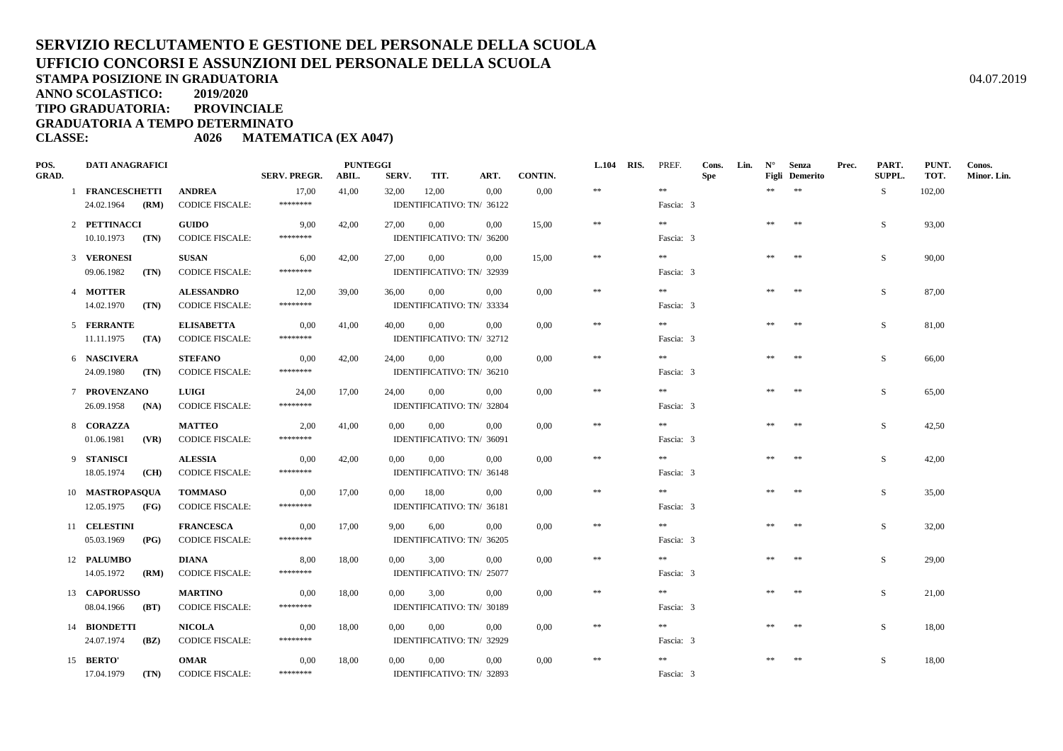# SERVIZIO RECLUTAMENTO E GESTIONE DEL PERSONALE DELLA SCUOLA
## UFFICIO CONCORSI E ASSUNZIONI DEL PERSONALE DELLA SCUOLA

**STAMPA POSIZIONE IN GRADUATORIA** 04.07.2019

**ANNO SCOLASTICO:** 2019/2020

**TIPO GRADUATORIA:** PROVINCIALE

**GRADUATORIA A TEMPO DETERMINATO**

**CLASSE:** A026 MATEMATICA (EX A047)

| POS. GRAD. | DATI ANAGRAFICI | | | SERV. PREGR. | PUNTEGGI ABIL. | SERV. | TIT. | ART. | CONTIN. | L.104 | RIS. | PREF. | Cons. Spe | Lin. | N° Figli | Senza Demerito | Prec. | PART. SUPPL. | PUNT. TOT. | Conos. Minor. Lin. |
|---|---|---|---|---|---|---|---|---|---|---|---|---|---|---|---|---|---|---|---|---|
| 1 | **FRANCESCHETTI** | | **ANDREA** | 17,00 | 41,00 | 32,00 | 12,00 | 0,00 | 0,00 | ** | | ** | | | ** | ** | | S | 102,00 | |
| | 24.02.1964 | **(RM)** | CODICE FISCALE: | ******** | | IDENTIFICATIVO: TN/ 36122 | | | | | | Fascia: 3 | | | | | | | | |
| 2 | **PETTINACCI** | | **GUIDO** | 9,00 | 42,00 | 27,00 | 0,00 | 0,00 | 15,00 | ** | | ** | | | ** | ** | | S | 93,00 | |
| | 10.10.1973 | **(TN)** | CODICE FISCALE: | ******** | | IDENTIFICATIVO: TN/ 36200 | | | | | | Fascia: 3 | | | | | | | | |
| 3 | **VERONESI** | | **SUSAN** | 6,00 | 42,00 | 27,00 | 0,00 | 0,00 | 15,00 | ** | | ** | | | ** | ** | | S | 90,00 | |
| | 09.06.1982 | **(TN)** | CODICE FISCALE: | ******** | | IDENTIFICATIVO: TN/ 32939 | | | | | | Fascia: 3 | | | | | | | | |
| 4 | **MOTTER** | | **ALESSANDRO** | 12,00 | 39,00 | 36,00 | 0,00 | 0,00 | 0,00 | ** | | ** | | | ** | ** | | S | 87,00 | |
| | 14.02.1970 | **(TN)** | CODICE FISCALE: | ******** | | IDENTIFICATIVO: TN/ 33334 | | | | | | Fascia: 3 | | | | | | | | |
| 5 | **FERRANTE** | | **ELISABETTA** | 0,00 | 41,00 | 40,00 | 0,00 | 0,00 | 0,00 | ** | | ** | | | ** | ** | | S | 81,00 | |
| | 11.11.1975 | **(TA)** | CODICE FISCALE: | ******** | | IDENTIFICATIVO: TN/ 32712 | | | | | | Fascia: 3 | | | | | | | | |
| 6 | **NASCIVERA** | | **STEFANO** | 0,00 | 42,00 | 24,00 | 0,00 | 0,00 | 0,00 | ** | | ** | | | ** | ** | | S | 66,00 | |
| | 24.09.1980 | **(TN)** | CODICE FISCALE: | ******** | | IDENTIFICATIVO: TN/ 36210 | | | | | | Fascia: 3 | | | | | | | | |
| 7 | **PROVENZANO** | | **LUIGI** | 24,00 | 17,00 | 24,00 | 0,00 | 0,00 | 0,00 | ** | | ** | | | ** | ** | | S | 65,00 | |
| | 26.09.1958 | **(NA)** | CODICE FISCALE: | ******** | | IDENTIFICATIVO: TN/ 32804 | | | | | | Fascia: 3 | | | | | | | | |
| 8 | **CORAZZA** | | **MATTEO** | 2,00 | 41,00 | 0,00 | 0,00 | 0,00 | 0,00 | ** | | ** | | | ** | ** | | S | 42,50 | |
| | 01.06.1981 | **(VR)** | CODICE FISCALE: | ******** | | IDENTIFICATIVO: TN/ 36091 | | | | | | Fascia: 3 | | | | | | | | |
| 9 | **STANISCI** | | **ALESSIA** | 0,00 | 42,00 | 0,00 | 0,00 | 0,00 | 0,00 | ** | | ** | | | ** | ** | | S | 42,00 | |
| | 18.05.1974 | **(CH)** | CODICE FISCALE: | ******** | | IDENTIFICATIVO: TN/ 36148 | | | | | | Fascia: 3 | | | | | | | | |
| 10 | **MASTROPASQUA** | | **TOMMASO** | 0,00 | 17,00 | 0,00 | 18,00 | 0,00 | 0,00 | ** | | ** | | | ** | ** | | S | 35,00 | |
| | 12.05.1975 | **(FG)** | CODICE FISCALE: | ******** | | IDENTIFICATIVO: TN/ 36181 | | | | | | Fascia: 3 | | | | | | | | |
| 11 | **CELESTINI** | | **FRANCESCA** | 0,00 | 17,00 | 9,00 | 6,00 | 0,00 | 0,00 | ** | | ** | | | ** | ** | | S | 32,00 | |
| | 05.03.1969 | **(PG)** | CODICE FISCALE: | ******** | | IDENTIFICATIVO: TN/ 36205 | | | | | | Fascia: 3 | | | | | | | | |
| 12 | **PALUMBO** | | **DIANA** | 8,00 | 18,00 | 0,00 | 3,00 | 0,00 | 0,00 | ** | | ** | | | ** | ** | | S | 29,00 | |
| | 14.05.1972 | **(RM)** | CODICE FISCALE: | ******** | | IDENTIFICATIVO: TN/ 25077 | | | | | | Fascia: 3 | | | | | | | | |
| 13 | **CAPORUSSO** | | **MARTINO** | 0,00 | 18,00 | 0,00 | 3,00 | 0,00 | 0,00 | ** | | ** | | | ** | ** | | S | 21,00 | |
| | 08.04.1966 | **(BT)** | CODICE FISCALE: | ******** | | IDENTIFICATIVO: TN/ 30189 | | | | | | Fascia: 3 | | | | | | | | |
| 14 | **BIONDETTI** | | **NICOLA** | 0,00 | 18,00 | 0,00 | 0,00 | 0,00 | 0,00 | ** | | ** | | | ** | ** | | S | 18,00 | |
| | 24.07.1974 | **(BZ)** | CODICE FISCALE: | ******** | | IDENTIFICATIVO: TN/ 32929 | | | | | | Fascia: 3 | | | | | | | | |
| 15 | **BERTO'** | | **OMAR** | 0,00 | 18,00 | 0,00 | 0,00 | 0,00 | 0,00 | ** | | ** | | | ** | ** | | S | 18,00 | |
| | 17.04.1979 | **(TN)** | CODICE FISCALE: | ******** | | IDENTIFICATIVO: TN/ 32893 | | | | | | Fascia: 3 | | | | | | | | |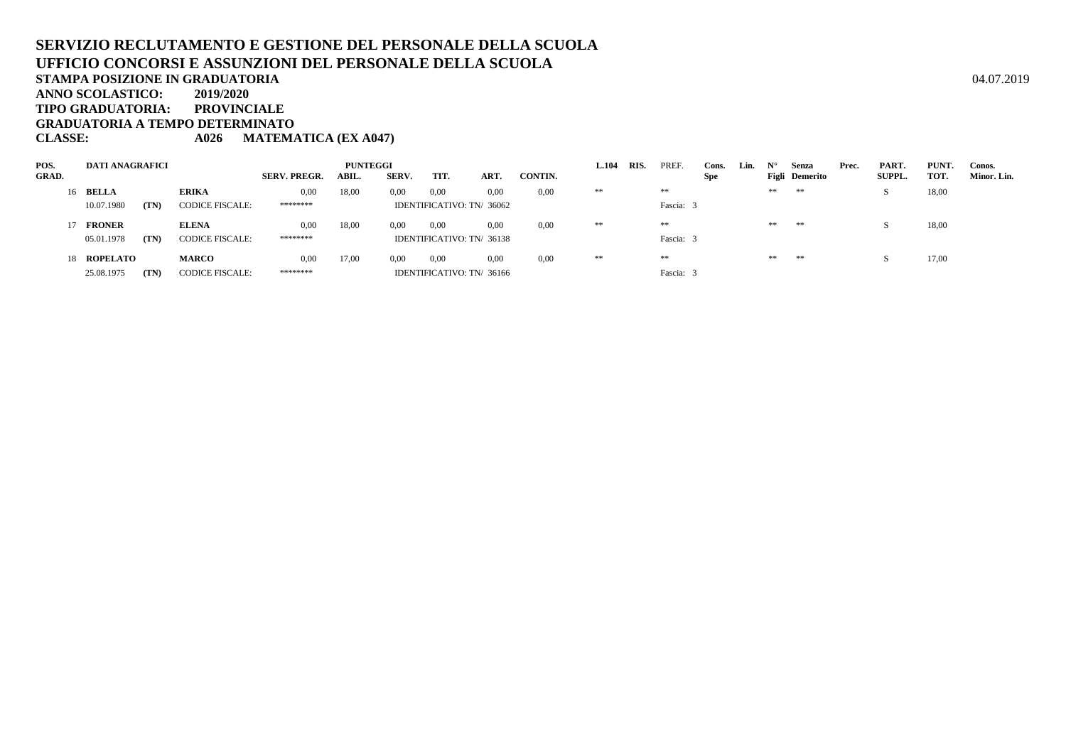**SERVIZIO RECLUTAMENTO E GESTIONE DEL PERSONALE DELLA SCUOLA**
**UFFICIO CONCORSI E ASSUNZIONI DEL PERSONALE DELLA SCUOLA**
**STAMPA POSIZIONE IN GRADUATORIA** 04.07.2019
**ANNO SCOLASTICO: 2019/2020**
**TIPO GRADUATORIA: PROVINCIALE**
**GRADUATORIA A TEMPO DETERMINATO**
**CLASSE: A026 MATEMATICA (EX A047)**

| POS. GRAD. | DATI ANAGRAFICI | | | SERV. PREGR. | PUNTEGGI ABIL. | SERV. | TIT. | ART. | CONTIN. | L.104 | RIS. | PREF. | Cons. Spe | Lin. | N° Figli | Senza Demerito | Prec. | PART. SUPPL. | PUNT. TOT. | Conos. Minor. Lin. |
|---|---|---|---|---|---|---|---|---|---|---|---|---|---|---|---|---|---|---|---|---|
| 16 | BELLA | | ERIKA | 0,00 | 18,00 | 0,00 | 0,00 | 0,00 | 0,00 | ** | | ** | | | ** | ** | | S | 18,00 | |
| | 10.07.1980 | (TN) | CODICE FISCALE: | ******** | | IDENTIFICATIVO: TN/ 36062 | | | | | | Fascia: 3 | | | | | | | | |
| 17 | FRONER | | ELENA | 0,00 | 18,00 | 0,00 | 0,00 | 0,00 | 0,00 | ** | | ** | | | ** | ** | | S | 18,00 | |
| | 05.01.1978 | (TN) | CODICE FISCALE: | ******** | | IDENTIFICATIVO: TN/ 36138 | | | | | | Fascia: 3 | | | | | | | | |
| 18 | ROPELATO | | MARCO | 0,00 | 17,00 | 0,00 | 0,00 | 0,00 | 0,00 | ** | | ** | | | ** | ** | | S | 17,00 | |
| | 25.08.1975 | (TN) | CODICE FISCALE: | ******** | | IDENTIFICATIVO: TN/ 36166 | | | | | | Fascia: 3 | | | | | | | | |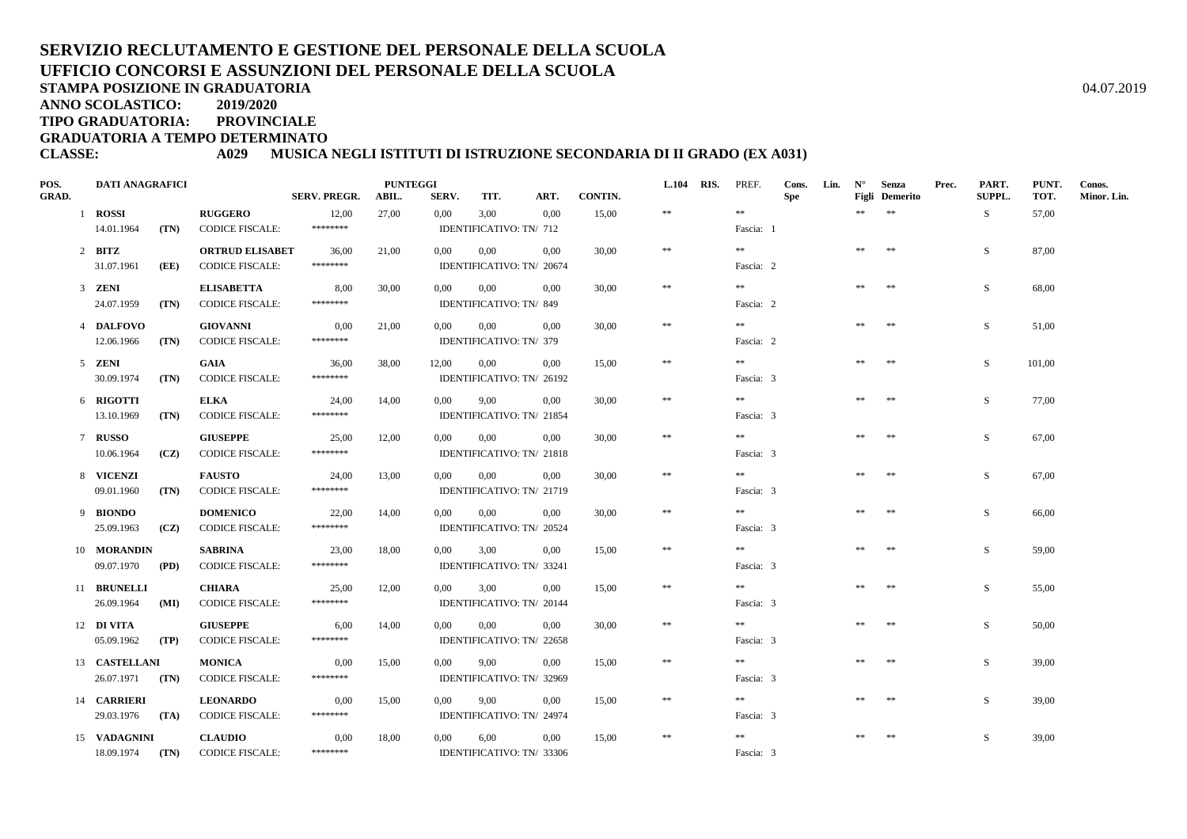# SERVIZIO RECLUTAMENTO E GESTIONE DEL PERSONALE DELLA SCUOLA

## UFFICIO CONCORSI E ASSUNZIONI DEL PERSONALE DELLA SCUOLA

**STAMPA POSIZIONE IN GRADUATORIA** 04.07.2019

**ANNO SCOLASTICO: 2019/2020**

**TIPO GRADUATORIA: PROVINCIALE**

**GRADUATORIA A TEMPO DETERMINATO**

**CLASSE: A029 MUSICA NEGLI ISTITUTI DI ISTRUZIONE SECONDARIA DI II GRADO (EX A031)**

| POS. GRAD. | DATI ANAGRAFICI | | | SERV. PREGR. | PUNTEGGI ABIL. | SERV. | TIT. | ART. | CONTIN. | L.104 | RIS. | PREF. | Cons. Spe | Lin. | N° Figli | Senza Demerito | Prec. | PART. SUPPL. | PUNT. TOT. | Conos. Minor. Lin. |
|---|---|---|---|---|---|---|---|---|---|---|---|---|---|---|---|---|---|---|---|---|
| 1 | ROSSI | | RUGGERO | 12,00 | 27,00 | 0,00 | 3,00 | 0,00 | 15,00 | ** | | ** | | | ** | ** | | S | 57,00 | |
| | 14.01.1964 | (TN) | CODICE FISCALE: | ******** | | IDENTIFICATIVO: TN/ 712 | | | | | | Fascia: 1 | | | | | | | | |
| 2 | BITZ | | ORTRUD ELISABET | 36,00 | 21,00 | 0,00 | 0,00 | 0,00 | 30,00 | ** | | ** | | | ** | ** | | S | 87,00 | |
| | 31.07.1961 | (EE) | CODICE FISCALE: | ******** | | IDENTIFICATIVO: TN/ 20674 | | | | | | Fascia: 2 | | | | | | | | |
| 3 | ZENI | | ELISABETTA | 8,00 | 30,00 | 0,00 | 0,00 | 0,00 | 30,00 | ** | | ** | | | ** | ** | | S | 68,00 | |
| | 24.07.1959 | (TN) | CODICE FISCALE: | ******** | | IDENTIFICATIVO: TN/ 849 | | | | | | Fascia: 2 | | | | | | | | |
| 4 | DALFOVO | | GIOVANNI | 0,00 | 21,00 | 0,00 | 0,00 | 0,00 | 30,00 | ** | | ** | | | ** | ** | | S | 51,00 | |
| | 12.06.1966 | (TN) | CODICE FISCALE: | ******** | | IDENTIFICATIVO: TN/ 379 | | | | | | Fascia: 2 | | | | | | | | |
| 5 | ZENI | | GAIA | 36,00 | 38,00 | 12,00 | 0,00 | 0,00 | 15,00 | ** | | ** | | | ** | ** | | S | 101,00 | |
| | 30.09.1974 | (TN) | CODICE FISCALE: | ******** | | IDENTIFICATIVO: TN/ 26192 | | | | | | Fascia: 3 | | | | | | | | |
| 6 | RIGOTTI | | ELKA | 24,00 | 14,00 | 0,00 | 9,00 | 0,00 | 30,00 | ** | | ** | | | ** | ** | | S | 77,00 | |
| | 13.10.1969 | (TN) | CODICE FISCALE: | ******** | | IDENTIFICATIVO: TN/ 21854 | | | | | | Fascia: 3 | | | | | | | | |
| 7 | RUSSO | | GIUSEPPE | 25,00 | 12,00 | 0,00 | 0,00 | 0,00 | 30,00 | ** | | ** | | | ** | ** | | S | 67,00 | |
| | 10.06.1964 | (CZ) | CODICE FISCALE: | ******** | | IDENTIFICATIVO: TN/ 21818 | | | | | | Fascia: 3 | | | | | | | | |
| 8 | VICENZI | | FAUSTO | 24,00 | 13,00 | 0,00 | 0,00 | 0,00 | 30,00 | ** | | ** | | | ** | ** | | S | 67,00 | |
| | 09.01.1960 | (TN) | CODICE FISCALE: | ******** | | IDENTIFICATIVO: TN/ 21719 | | | | | | Fascia: 3 | | | | | | | | |
| 9 | BIONDO | | DOMENICO | 22,00 | 14,00 | 0,00 | 0,00 | 0,00 | 30,00 | ** | | ** | | | ** | ** | | S | 66,00 | |
| | 25.09.1963 | (CZ) | CODICE FISCALE: | ******** | | IDENTIFICATIVO: TN/ 20524 | | | | | | Fascia: 3 | | | | | | | | |
| 10 | MORANDIN | | SABRINA | 23,00 | 18,00 | 0,00 | 3,00 | 0,00 | 15,00 | ** | | ** | | | ** | ** | | S | 59,00 | |
| | 09.07.1970 | (PD) | CODICE FISCALE: | ******** | | IDENTIFICATIVO: TN/ 33241 | | | | | | Fascia: 3 | | | | | | | | |
| 11 | BRUNELLI | | CHIARA | 25,00 | 12,00 | 0,00 | 3,00 | 0,00 | 15,00 | ** | | ** | | | ** | ** | | S | 55,00 | |
| | 26.09.1964 | (MI) | CODICE FISCALE: | ******** | | IDENTIFICATIVO: TN/ 20144 | | | | | | Fascia: 3 | | | | | | | | |
| 12 | DI VITA | | GIUSEPPE | 6,00 | 14,00 | 0,00 | 0,00 | 0,00 | 30,00 | ** | | ** | | | ** | ** | | S | 50,00 | |
| | 05.09.1962 | (TP) | CODICE FISCALE: | ******** | | IDENTIFICATIVO: TN/ 22658 | | | | | | Fascia: 3 | | | | | | | | |
| 13 | CASTELLANI | | MONICA | 0,00 | 15,00 | 0,00 | 9,00 | 0,00 | 15,00 | ** | | ** | | | ** | ** | | S | 39,00 | |
| | 26.07.1971 | (TN) | CODICE FISCALE: | ******** | | IDENTIFICATIVO: TN/ 32969 | | | | | | Fascia: 3 | | | | | | | | |
| 14 | CARRIERI | | LEONARDO | 0,00 | 15,00 | 0,00 | 9,00 | 0,00 | 15,00 | ** | | ** | | | ** | ** | | S | 39,00 | |
| | 29.03.1976 | (TA) | CODICE FISCALE: | ******** | | IDENTIFICATIVO: TN/ 24974 | | | | | | Fascia: 3 | | | | | | | | |
| 15 | VADAGNINI | | CLAUDIO | 0,00 | 18,00 | 0,00 | 6,00 | 0,00 | 15,00 | ** | | ** | | | ** | ** | | S | 39,00 | |
| | 18.09.1974 | (TN) | CODICE FISCALE: | ******** | | IDENTIFICATIVO: TN/ 33306 | | | | | | Fascia: 3 | | | | | | | | |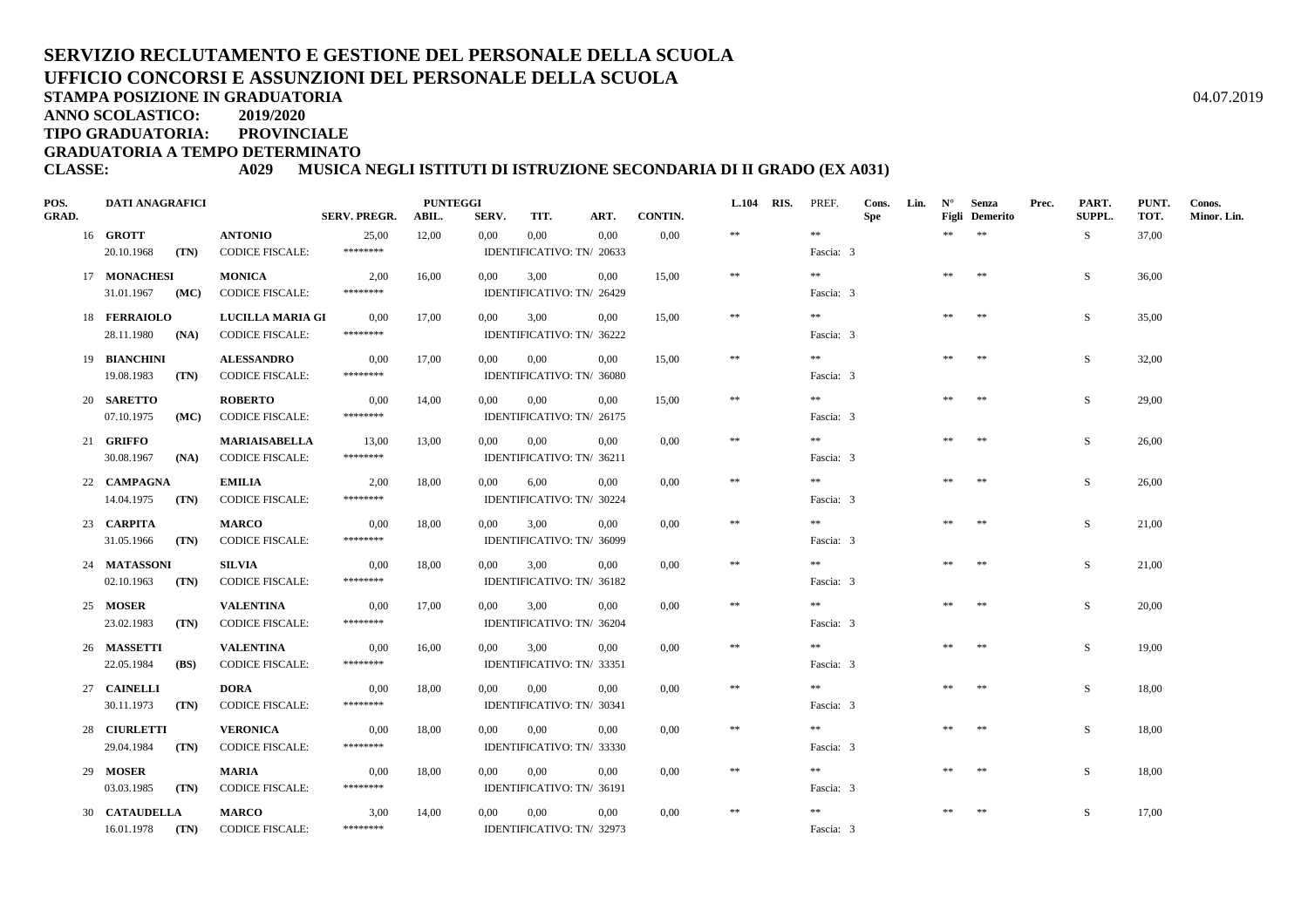# SERVIZIO RECLUTAMENTO E GESTIONE DEL PERSONALE DELLA SCUOLA
# UFFICIO CONCORSI E ASSUNZIONI DEL PERSONALE DELLA SCUOLA

**STAMPA POSIZIONE IN GRADUATORIA** 04.07.2019

**ANNO SCOLASTICO: 2019/2020**

**TIPO GRADUATORIA: PROVINCIALE**

**GRADUATORIA A TEMPO DETERMINATO**

**CLASSE: A029 MUSICA NEGLI ISTITUTI DI ISTRUZIONE SECONDARIA DI II GRADO (EX A031)**

| POS. GRAD. | DATI ANAGRAFICI | | | SERV. PREGR. | PUNTEGGI ABIL. | SERV. | TIT. | ART. | CONTIN. | L.104 | RIS. | PREF. | Cons. Spe | Lin. | N° Figli | Senza Demerito | Prec. | PART. SUPPL. | PUNT. TOT. | Conos. Minor. Lin. |
|---|---|---|---|---|---|---|---|---|---|---|---|---|---|---|---|---|---|---|---|---|
| 16 | **GROTT** | | **ANTONIO** | 25,00 | 12,00 | 0,00 | 0,00 | 0,00 | 0,00 | ** | | ** | | | ** | ** | | S | 37,00 | |
| | 20.10.1968 | **(TN)** | CODICE FISCALE: | ******** | | | IDENTIFICATIVO: TN/ 20633 | | | | | Fascia: 3 | | | | | | | | |
| 17 | **MONACHESI** | | **MONICA** | 2,00 | 16,00 | 0,00 | 3,00 | 0,00 | 15,00 | ** | | ** | | | ** | ** | | S | 36,00 | |
| | 31.01.1967 | **(MC)** | CODICE FISCALE: | ******** | | | IDENTIFICATIVO: TN/ 26429 | | | | | Fascia: 3 | | | | | | | | |
| 18 | **FERRAIOLO** | | **LUCILLA MARIA GI** | 0,00 | 17,00 | 0,00 | 3,00 | 0,00 | 15,00 | ** | | ** | | | ** | ** | | S | 35,00 | |
| | 28.11.1980 | **(NA)** | CODICE FISCALE: | ******** | | | IDENTIFICATIVO: TN/ 36222 | | | | | Fascia: 3 | | | | | | | | |
| 19 | **BIANCHINI** | | **ALESSANDRO** | 0,00 | 17,00 | 0,00 | 0,00 | 0,00 | 15,00 | ** | | ** | | | ** | ** | | S | 32,00 | |
| | 19.08.1983 | **(TN)** | CODICE FISCALE: | ******** | | | IDENTIFICATIVO: TN/ 36080 | | | | | Fascia: 3 | | | | | | | | |
| 20 | **SARETTO** | | **ROBERTO** | 0,00 | 14,00 | 0,00 | 0,00 | 0,00 | 15,00 | ** | | ** | | | ** | ** | | S | 29,00 | |
| | 07.10.1975 | **(MC)** | CODICE FISCALE: | ******** | | | IDENTIFICATIVO: TN/ 26175 | | | | | Fascia: 3 | | | | | | | | |
| 21 | **GRIFFO** | | **MARIAISABELLA** | 13,00 | 13,00 | 0,00 | 0,00 | 0,00 | 0,00 | ** | | ** | | | ** | ** | | S | 26,00 | |
| | 30.08.1967 | **(NA)** | CODICE FISCALE: | ******** | | | IDENTIFICATIVO: TN/ 36211 | | | | | Fascia: 3 | | | | | | | | |
| 22 | **CAMPAGNA** | | **EMILIA** | 2,00 | 18,00 | 0,00 | 6,00 | 0,00 | 0,00 | ** | | ** | | | ** | ** | | S | 26,00 | |
| | 14.04.1975 | **(TN)** | CODICE FISCALE: | ******** | | | IDENTIFICATIVO: TN/ 30224 | | | | | Fascia: 3 | | | | | | | | |
| 23 | **CARPITA** | | **MARCO** | 0,00 | 18,00 | 0,00 | 3,00 | 0,00 | 0,00 | ** | | ** | | | ** | ** | | S | 21,00 | |
| | 31.05.1966 | **(TN)** | CODICE FISCALE: | ******** | | | IDENTIFICATIVO: TN/ 36099 | | | | | Fascia: 3 | | | | | | | | |
| 24 | **MATASSONI** | | **SILVIA** | 0,00 | 18,00 | 0,00 | 3,00 | 0,00 | 0,00 | ** | | ** | | | ** | ** | | S | 21,00 | |
| | 02.10.1963 | **(TN)** | CODICE FISCALE: | ******** | | | IDENTIFICATIVO: TN/ 36182 | | | | | Fascia: 3 | | | | | | | | |
| 25 | **MOSER** | | **VALENTINA** | 0,00 | 17,00 | 0,00 | 3,00 | 0,00 | 0,00 | ** | | ** | | | ** | ** | | S | 20,00 | |
| | 23.02.1983 | **(TN)** | CODICE FISCALE: | ******** | | | IDENTIFICATIVO: TN/ 36204 | | | | | Fascia: 3 | | | | | | | | |
| 26 | **MASSETTI** | | **VALENTINA** | 0,00 | 16,00 | 0,00 | 3,00 | 0,00 | 0,00 | ** | | ** | | | ** | ** | | S | 19,00 | |
| | 22.05.1984 | **(BS)** | CODICE FISCALE: | ******** | | | IDENTIFICATIVO: TN/ 33351 | | | | | Fascia: 3 | | | | | | | | |
| 27 | **CAINELLI** | | **DORA** | 0,00 | 18,00 | 0,00 | 0,00 | 0,00 | 0,00 | ** | | ** | | | ** | ** | | S | 18,00 | |
| | 30.11.1973 | **(TN)** | CODICE FISCALE: | ******** | | | IDENTIFICATIVO: TN/ 30341 | | | | | Fascia: 3 | | | | | | | | |
| 28 | **CIURLETTI** | | **VERONICA** | 0,00 | 18,00 | 0,00 | 0,00 | 0,00 | 0,00 | ** | | ** | | | ** | ** | | S | 18,00 | |
| | 29.04.1984 | **(TN)** | CODICE FISCALE: | ******** | | | IDENTIFICATIVO: TN/ 33330 | | | | | Fascia: 3 | | | | | | | | |
| 29 | **MOSER** | | **MARIA** | 0,00 | 18,00 | 0,00 | 0,00 | 0,00 | 0,00 | ** | | ** | | | ** | ** | | S | 18,00 | |
| | 03.03.1985 | **(TN)** | CODICE FISCALE: | ******** | | | IDENTIFICATIVO: TN/ 36191 | | | | | Fascia: 3 | | | | | | | | |
| 30 | **CATAUDELLA** | | **MARCO** | 3,00 | 14,00 | 0,00 | 0,00 | 0,00 | 0,00 | ** | | ** | | | ** | ** | | S | 17,00 | |
| | 16.01.1978 | **(TN)** | CODICE FISCALE: | ******** | | | IDENTIFICATIVO: TN/ 32973 | | | | | Fascia: 3 | | | | | | | | |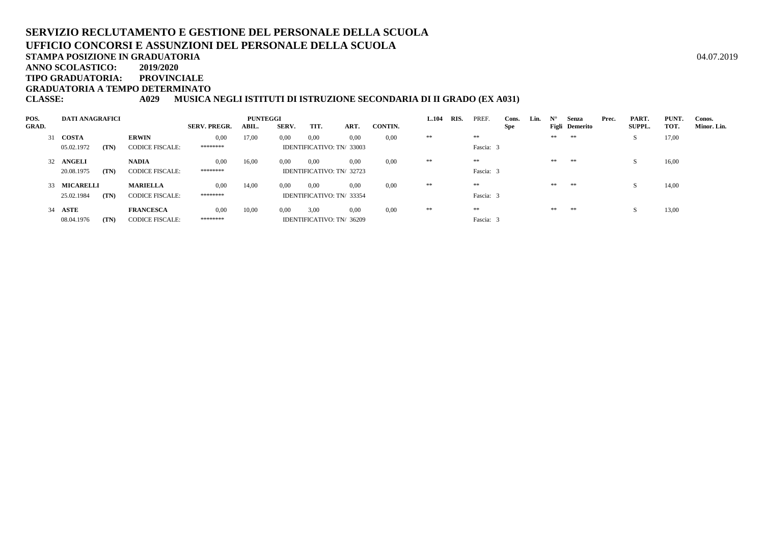# SERVIZIO RECLUTAMENTO E GESTIONE DEL PERSONALE DELLA SCUOLA
## UFFICIO CONCORSI E ASSUNZIONI DEL PERSONALE DELLA SCUOLA

**STAMPA POSIZIONE IN GRADUATORIA** 04.07.2019

**ANNO SCOLASTICO: 2019/2020**

**TIPO GRADUATORIA: PROVINCIALE**

**GRADUATORIA A TEMPO DETERMINATO**

**CLASSE: A029 MUSICA NEGLI ISTITUTI DI ISTRUZIONE SECONDARIA DI II GRADO (EX A031)**

| POS. GRAD. | DATI ANAGRAFICI | | | SERV. PREGR. | PUNTEGGI ABIL. | SERV. | TIT. | ART. | CONTIN. | L.104 | RIS. | PREF. | Cons. Spe | Lin. | N° Figli | Senza Demerito | Prec. | PART. SUPPL. | PUNT. TOT. | Conos. Minor. Lin. |
|---|---|---|---|---|---|---|---|---|---|---|---|---|---|---|---|---|---|---|---|---|
| 31 | **COSTA** | | **ERWIN** | 0,00 | 17,00 | 0,00 | 0,00 | 0,00 | 0,00 | ** | | ** | | | ** | ** | | S | 17,00 | |
| | 05.02.1972 | **(TN)** | CODICE FISCALE: | ******** | | IDENTIFICATIVO: TN/ 33003 | | | | | | Fascia: 3 | | | | | | | | |
| 32 | **ANGELI** | | **NADIA** | 0,00 | 16,00 | 0,00 | 0,00 | 0,00 | 0,00 | ** | | ** | | | ** | ** | | S | 16,00 | |
| | 20.08.1975 | **(TN)** | CODICE FISCALE: | ******** | | IDENTIFICATIVO: TN/ 32723 | | | | | | Fascia: 3 | | | | | | | | |
| 33 | **MICARELLI** | | **MARIELLA** | 0,00 | 14,00 | 0,00 | 0,00 | 0,00 | 0,00 | ** | | ** | | | ** | ** | | S | 14,00 | |
| | 25.02.1984 | **(TN)** | CODICE FISCALE: | ******** | | IDENTIFICATIVO: TN/ 33354 | | | | | | Fascia: 3 | | | | | | | | |
| 34 | **ASTE** | | **FRANCESCA** | 0,00 | 10,00 | 0,00 | 3,00 | 0,00 | 0,00 | ** | | ** | | | ** | ** | | S | 13,00 | |
| | 08.04.1976 | **(TN)** | CODICE FISCALE: | ******** | | IDENTIFICATIVO: TN/ 36209 | | | | | | Fascia: 3 | | | | | | | | |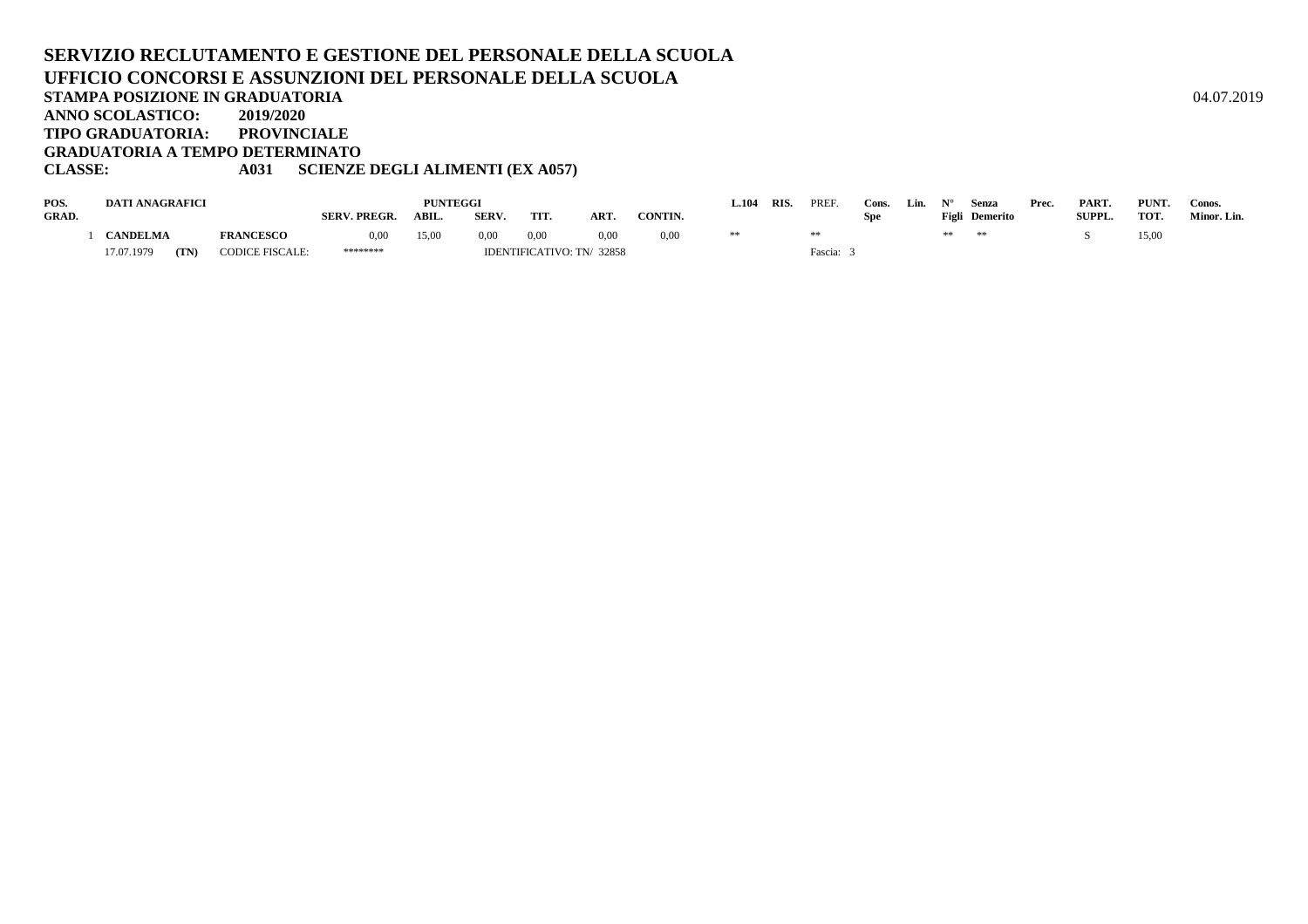**SERVIZIO RECLUTAMENTO E GESTIONE DEL PERSONALE DELLA SCUOLA**
**UFFICIO CONCORSI E ASSUNZIONI DEL PERSONALE DELLA SCUOLA**
**STAMPA POSIZIONE IN GRADUATORIA** 04.07.2019
**ANNO SCOLASTICO: 2019/2020**
**TIPO GRADUATORIA: PROVINCIALE**
**GRADUATORIA A TEMPO DETERMINATO**
**CLASSE: A031 SCIENZE DEGLI ALIMENTI (EX A057)**

| POS. GRAD. | DATI ANAGRAFICI | | | PUNTEGGI SERV. PREGR. | ABIL. | SERV. | TIT. | ART. | CONTIN. | L.104 | RIS. | PREF. | Cons. Spe | Lin. | N° Figli | Senza Demerito | Prec. | PART. SUPPL. | PUNT. TOT. | Conos. Minor. Lin. |
|---|---|---|---|---|---|---|---|---|---|---|---|---|---|---|---|---|---|---|---|---|
| 1 | CANDELMA | | FRANCESCO | 0,00 | 15,00 | 0,00 | 0,00 | 0,00 | 0,00 | ** | | ** | | | ** | ** | | S | 15,00 | |
| | 17.07.1979 | (TN) | CODICE FISCALE: | ******** | | IDENTIFICATIVO: TN/ 32858 | | | | | | Fascia: 3 | | | | | | | | |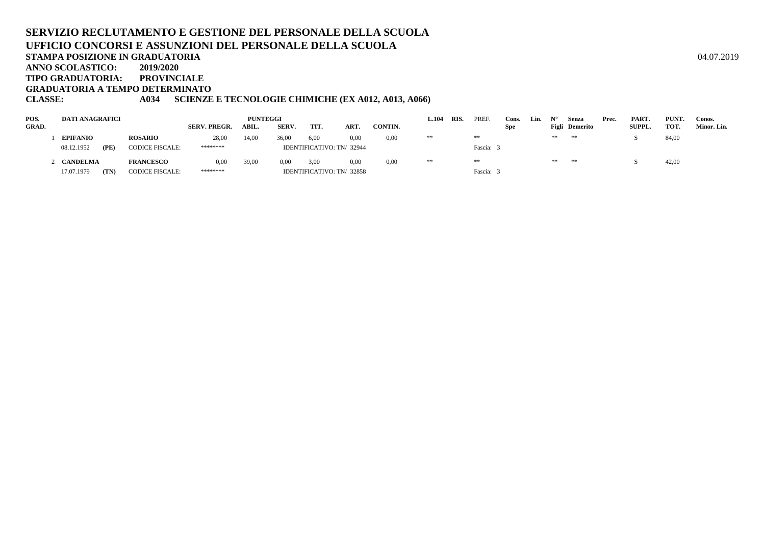**SERVIZIO RECLUTAMENTO E GESTIONE DEL PERSONALE DELLA SCUOLA**
**UFFICIO CONCORSI E ASSUNZIONI DEL PERSONALE DELLA SCUOLA**
**STAMPA POSIZIONE IN GRADUATORIA** 04.07.2019
**ANNO SCOLASTICO: 2019/2020**
**TIPO GRADUATORIA: PROVINCIALE**
**GRADUATORIA A TEMPO DETERMINATO**
**CLASSE: A034 SCIENZE E TECNOLOGIE CHIMICHE (EX A012, A013, A066)**

| POS. GRAD. | DATI ANAGRAFICI | | | PUNTEGGI SERV. PREGR. | ABIL. | SERV. | TIT. | ART. | CONTIN. | L.104 | RIS. | PREF. | Cons. Spe | Lin. | N° Figli | Senza Demerito | Prec. | PART. SUPPL. | PUNT. TOT. | Conos. Minor. Lin. |
|---|---|---|---|---|---|---|---|---|---|---|---|---|---|---|---|---|---|---|---|---|
| 1 | EPIFANIO | | ROSARIO | 28,00 | 14,00 | 36,00 | 6,00 | 0,00 | 0,00 | ** | | ** | | | ** | ** | | S | 84,00 | |
| | 08.12.1952 | (PE) | CODICE FISCALE: | ******** | | IDENTIFICATIVO: TN/ 32944 | | | | | | Fascia: 3 | | | | | | | | |
| 2 | CANDELMA | | FRANCESCO | 0,00 | 39,00 | 0,00 | 3,00 | 0,00 | 0,00 | ** | | ** | | | ** | ** | | S | 42,00 | |
| | 17.07.1979 | (TN) | CODICE FISCALE: | ******** | | IDENTIFICATIVO: TN/ 32858 | | | | | | Fascia: 3 | | | | | | | | |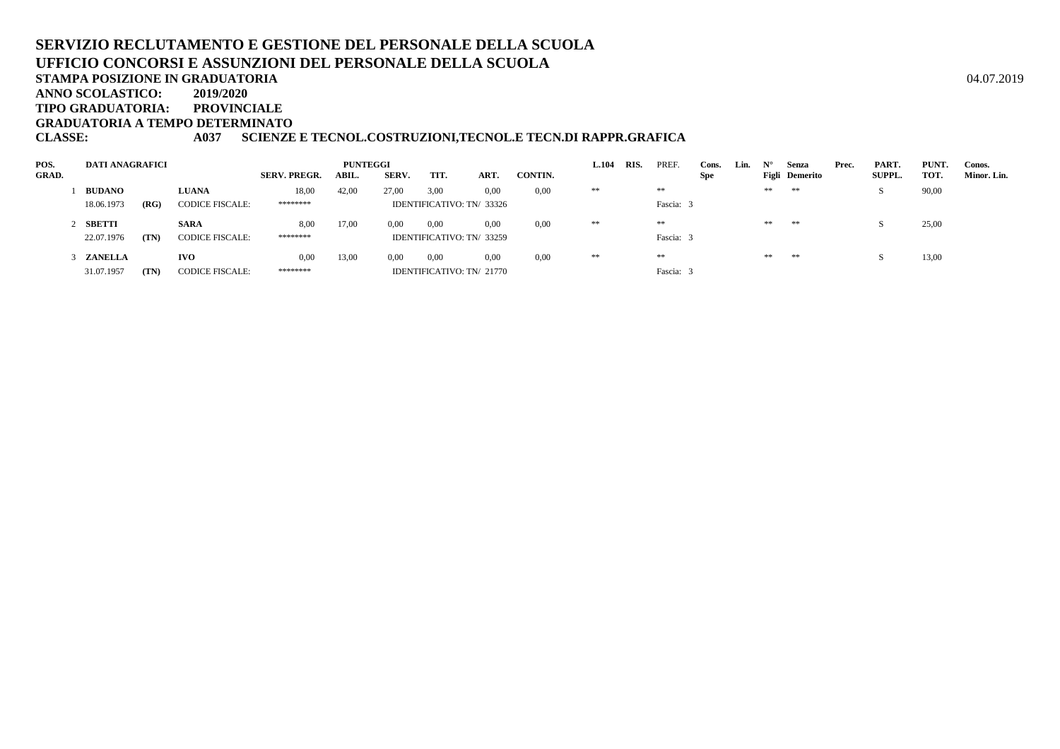**SERVIZIO RECLUTAMENTO E GESTIONE DEL PERSONALE DELLA SCUOLA**
**UFFICIO CONCORSI E ASSUNZIONI DEL PERSONALE DELLA SCUOLA**
**STAMPA POSIZIONE IN GRADUATORIA** 04.07.2019
**ANNO SCOLASTICO: 2019/2020**
**TIPO GRADUATORIA: PROVINCIALE**
**GRADUATORIA A TEMPO DETERMINATO**
**CLASSE: A037 SCIENZE E TECNOL.COSTRUZIONI,TECNOL.E TECN.DI RAPPR.GRAFICA**

| POS. GRAD. | DATI ANAGRAFICI | | | SERV. PREGR. | PUNTEGGI ABIL. | SERV. | TIT. | ART. | CONTIN. | L.104 | RIS. | PREF. | Cons. Spe | Lin. | N° Figli | Senza Demerito | Prec. | PART. SUPPL. | PUNT. TOT. | Conos. Minor. Lin. |
|---|---|---|---|---|---|---|---|---|---|---|---|---|---|---|---|---|---|---|---|---|
| 1 | **BUDANO** | | **LUANA** | 18,00 | 42,00 | 27,00 | 3,00 | 0,00 | 0,00 | ** | | ** | | | ** | ** | | S | 90,00 | |
| | 18.06.1973 | **(RG)** | CODICE FISCALE: | ******** | | IDENTIFICATIVO: TN/ 33326 | | | | | | Fascia: 3 | | | | | | | | |
| 2 | **SBETTI** | | **SARA** | 8,00 | 17,00 | 0,00 | 0,00 | 0,00 | 0,00 | ** | | ** | | | ** | ** | | S | 25,00 | |
| | 22.07.1976 | **(TN)** | CODICE FISCALE: | ******** | | IDENTIFICATIVO: TN/ 33259 | | | | | | Fascia: 3 | | | | | | | | |
| 3 | **ZANELLA** | | **IVO** | 0,00 | 13,00 | 0,00 | 0,00 | 0,00 | 0,00 | ** | | ** | | | ** | ** | | S | 13,00 | |
| | 31.07.1957 | **(TN)** | CODICE FISCALE: | ******** | | IDENTIFICATIVO: TN/ 21770 | | | | | | Fascia: 3 | | | | | | | | |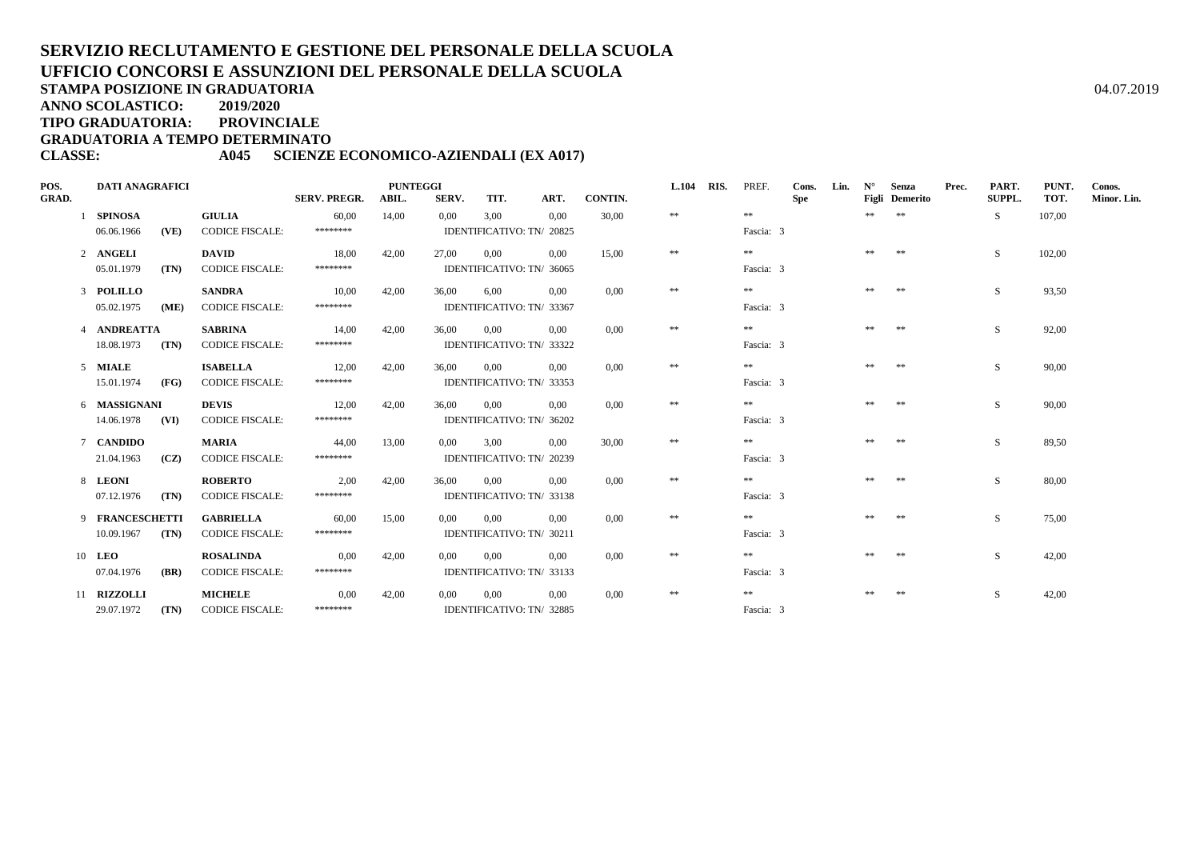# SERVIZIO RECLUTAMENTO E GESTIONE DEL PERSONALE DELLA SCUOLA
## UFFICIO CONCORSI E ASSUNZIONI DEL PERSONALE DELLA SCUOLA

**STAMPA POSIZIONE IN GRADUATORIA** 04.07.2019

**ANNO SCOLASTICO: 2019/2020**

**TIPO GRADUATORIA: PROVINCIALE**

**GRADUATORIA A TEMPO DETERMINATO**

**CLASSE: A045 SCIENZE ECONOMICO-AZIENDALI (EX A017)**

| POS. GRAD. | DATI ANAGRAFICI | | | SERV. PREGR. | PUNTEGGI ABIL. | SERV. | TIT. | ART. | CONTIN. | L.104 | RIS. | PREF. | Cons. Spe | Lin. | N° Figli | Senza Demerito | Prec. | PART. SUPPL. | PUNT. TOT. | Conos. Minor. Lin. |
|---|---|---|---|---|---|---|---|---|---|---|---|---|---|---|---|---|---|---|---|---|
| 1 | SPINOSA | | GIULIA | 60,00 | 14,00 | 0,00 | 3,00 | 0,00 | 30,00 | ** | | ** | | | ** | ** | | S | 107,00 | |
| | 06.06.1966 | (VE) | CODICE FISCALE: | ******** | | IDENTIFICATIVO: TN/ 20825 | | | | | | Fascia: 3 | | | | | | | | |
| 2 | ANGELI | | DAVID | 18,00 | 42,00 | 27,00 | 0,00 | 0,00 | 15,00 | ** | | ** | | | ** | ** | | S | 102,00 | |
| | 05.01.1979 | (TN) | CODICE FISCALE: | ******** | | IDENTIFICATIVO: TN/ 36065 | | | | | | Fascia: 3 | | | | | | | | |
| 3 | POLILLO | | SANDRA | 10,00 | 42,00 | 36,00 | 6,00 | 0,00 | 0,00 | ** | | ** | | | ** | ** | | S | 93,50 | |
| | 05.02.1975 | (ME) | CODICE FISCALE: | ******** | | IDENTIFICATIVO: TN/ 33367 | | | | | | Fascia: 3 | | | | | | | | |
| 4 | ANDREATTA | | SABRINA | 14,00 | 42,00 | 36,00 | 0,00 | 0,00 | 0,00 | ** | | ** | | | ** | ** | | S | 92,00 | |
| | 18.08.1973 | (TN) | CODICE FISCALE: | ******** | | IDENTIFICATIVO: TN/ 33322 | | | | | | Fascia: 3 | | | | | | | | |
| 5 | MIALE | | ISABELLA | 12,00 | 42,00 | 36,00 | 0,00 | 0,00 | 0,00 | ** | | ** | | | ** | ** | | S | 90,00 | |
| | 15.01.1974 | (FG) | CODICE FISCALE: | ******** | | IDENTIFICATIVO: TN/ 33353 | | | | | | Fascia: 3 | | | | | | | | |
| 6 | MASSIGNANI | | DEVIS | 12,00 | 42,00 | 36,00 | 0,00 | 0,00 | 0,00 | ** | | ** | | | ** | ** | | S | 90,00 | |
| | 14.06.1978 | (VI) | CODICE FISCALE: | ******** | | IDENTIFICATIVO: TN/ 36202 | | | | | | Fascia: 3 | | | | | | | | |
| 7 | CANDIDO | | MARIA | 44,00 | 13,00 | 0,00 | 3,00 | 0,00 | 30,00 | ** | | ** | | | ** | ** | | S | 89,50 | |
| | 21.04.1963 | (CZ) | CODICE FISCALE: | ******** | | IDENTIFICATIVO: TN/ 20239 | | | | | | Fascia: 3 | | | | | | | | |
| 8 | LEONI | | ROBERTO | 2,00 | 42,00 | 36,00 | 0,00 | 0,00 | 0,00 | ** | | ** | | | ** | ** | | S | 80,00 | |
| | 07.12.1976 | (TN) | CODICE FISCALE: | ******** | | IDENTIFICATIVO: TN/ 33138 | | | | | | Fascia: 3 | | | | | | | | |
| 9 | FRANCESCHETTI | | GABRIELLA | 60,00 | 15,00 | 0,00 | 0,00 | 0,00 | 0,00 | ** | | ** | | | ** | ** | | S | 75,00 | |
| | 10.09.1967 | (TN) | CODICE FISCALE: | ******** | | IDENTIFICATIVO: TN/ 30211 | | | | | | Fascia: 3 | | | | | | | | |
| 10 | LEO | | ROSALINDA | 0,00 | 42,00 | 0,00 | 0,00 | 0,00 | 0,00 | ** | | ** | | | ** | ** | | S | 42,00 | |
| | 07.04.1976 | (BR) | CODICE FISCALE: | ******** | | IDENTIFICATIVO: TN/ 33133 | | | | | | Fascia: 3 | | | | | | | | |
| 11 | RIZZOLLI | | MICHELE | 0,00 | 42,00 | 0,00 | 0,00 | 0,00 | 0,00 | ** | | ** | | | ** | ** | | S | 42,00 | |
| | 29.07.1972 | (TN) | CODICE FISCALE: | ******** | | IDENTIFICATIVO: TN/ 32885 | | | | | | Fascia: 3 | | | | | | | | |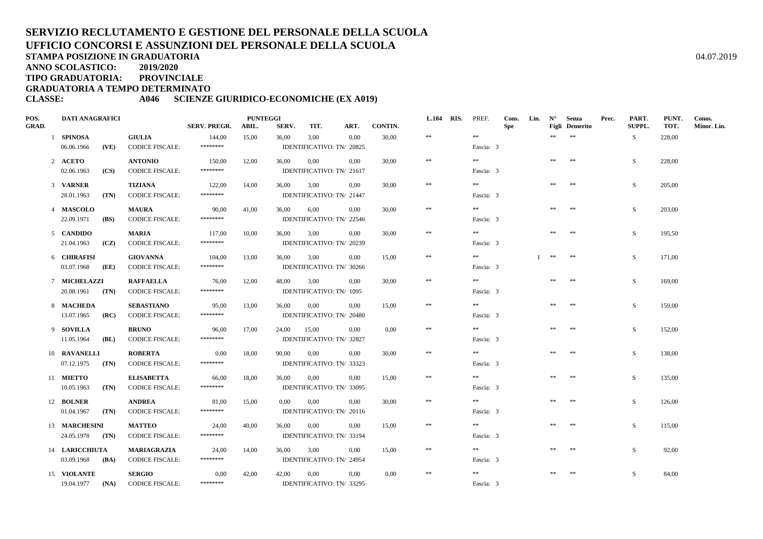# SERVIZIO RECLUTAMENTO E GESTIONE DEL PERSONALE DELLA SCUOLA
## UFFICIO CONCORSI E ASSUNZIONI DEL PERSONALE DELLA SCUOLA

**STAMPA POSIZIONE IN GRADUATORIA** 04.07.2019

**ANNO SCOLASTICO:** 2019/2020

**TIPO GRADUATORIA:** PROVINCIALE

**GRADUATORIA A TEMPO DETERMINATO**

**CLASSE:** A046 SCIENZE GIURIDICO-ECONOMICHE (EX A019)

| POS. GRAD. | DATI ANAGRAFICI | | | SERV. PREGR. | ABIL. | SERV. | TIT. | ART. | CONTIN. | L.104 | RIS. | PREF. | Cons. Spe | Lin. | N° Figli | Senza Demerito | Prec. | PART. SUPPL. | PUNT. TOT. | Conos. Minor. Lin. |
|---|---|---|---|---|---|---|---|---|---|---|---|---|---|---|---|---|---|---|---|---|
| 1 | SPINOSA | | GIULIA | 144,00 | 15,00 | 36,00 | 3,00 | 0,00 | 30,00 | ** | | ** | | | ** | ** | | S | 228,00 | |
| | 06.06.1966 | (VE) | CODICE FISCALE: | ******** | | IDENTIFICATIVO: TN/ 20825 | | | | | | Fascia: 3 | | | | | | | | |
| 2 | ACETO | | ANTONIO | 150,00 | 12,00 | 36,00 | 0,00 | 0,00 | 30,00 | ** | | ** | | | ** | ** | | S | 228,00 | |
| | 02.06.1963 | (CS) | CODICE FISCALE: | ******** | | IDENTIFICATIVO: TN/ 21617 | | | | | | Fascia: 3 | | | | | | | | |
| 3 | VARNER | | TIZIANA | 122,00 | 14,00 | 36,00 | 3,00 | 0,00 | 30,00 | ** | | ** | | | ** | ** | | S | 205,00 | |
| | 28.01.1963 | (TN) | CODICE FISCALE: | ******** | | IDENTIFICATIVO: TN/ 21447 | | | | | | Fascia: 3 | | | | | | | | |
| 4 | MASCOLO | | MAURA | 90,00 | 41,00 | 36,00 | 6,00 | 0,00 | 30,00 | ** | | ** | | | ** | ** | | S | 203,00 | |
| | 22.09.1971 | (BS) | CODICE FISCALE: | ******** | | IDENTIFICATIVO: TN/ 22546 | | | | | | Fascia: 3 | | | | | | | | |
| 5 | CANDIDO | | MARIA | 117,00 | 10,00 | 36,00 | 3,00 | 0,00 | 30,00 | ** | | ** | | | ** | ** | | S | 195,50 | |
| | 21.04.1963 | (CZ) | CODICE FISCALE: | ******** | | IDENTIFICATIVO: TN/ 20239 | | | | | | Fascia: 3 | | | | | | | | |
| 6 | CHIRAFISI | | GIOVANNA | 104,00 | 13,00 | 36,00 | 3,00 | 0,00 | 15,00 | ** | | ** | | I | ** | ** | | S | 171,00 | |
| | 03.07.1968 | (EE) | CODICE FISCALE: | ******** | | IDENTIFICATIVO: TN/ 30266 | | | | | | Fascia: 3 | | | | | | | | |
| 7 | MICHELAZZI | | RAFFAELLA | 76,00 | 12,00 | 48,00 | 3,00 | 0,00 | 30,00 | ** | | ** | | | ** | ** | | S | 169,00 | |
| | 20.08.1961 | (TN) | CODICE FISCALE: | ******** | | IDENTIFICATIVO: TN/ 1095 | | | | | | Fascia: 3 | | | | | | | | |
| 8 | MACHEDA | | SEBASTIANO | 95,00 | 13,00 | 36,00 | 0,00 | 0,00 | 15,00 | ** | | ** | | | ** | ** | | S | 159,00 | |
| | 13.07.1965 | (RC) | CODICE FISCALE: | ******** | | IDENTIFICATIVO: TN/ 20480 | | | | | | Fascia: 3 | | | | | | | | |
| 9 | SOVILLA | | BRUNO | 96,00 | 17,00 | 24,00 | 15,00 | 0,00 | 0,00 | ** | | ** | | | ** | ** | | S | 152,00 | |
| | 11.05.1964 | (BL) | CODICE FISCALE: | ******** | | IDENTIFICATIVO: TN/ 32827 | | | | | | Fascia: 3 | | | | | | | | |
| 10 | RAVANELLI | | ROBERTA | 0,00 | 18,00 | 90,00 | 0,00 | 0,00 | 30,00 | ** | | ** | | | ** | ** | | S | 138,00 | |
| | 07.12.1975 | (TN) | CODICE FISCALE: | ******** | | IDENTIFICATIVO: TN/ 33323 | | | | | | Fascia: 3 | | | | | | | | |
| 11 | MIETTO | | ELISABETTA | 66,00 | 18,00 | 36,00 | 0,00 | 0,00 | 15,00 | ** | | ** | | | ** | ** | | S | 135,00 | |
| | 10.05.1963 | (TN) | CODICE FISCALE: | ******** | | IDENTIFICATIVO: TN/ 33095 | | | | | | Fascia: 3 | | | | | | | | |
| 12 | BOLNER | | ANDREA | 81,00 | 15,00 | 0,00 | 0,00 | 0,00 | 30,00 | ** | | ** | | | ** | ** | | S | 126,00 | |
| | 01.04.1967 | (TN) | CODICE FISCALE: | ******** | | IDENTIFICATIVO: TN/ 20116 | | | | | | Fascia: 3 | | | | | | | | |
| 13 | MARCHESINI | | MATTEO | 24,00 | 40,00 | 36,00 | 0,00 | 0,00 | 15,00 | ** | | ** | | | ** | ** | | S | 115,00 | |
| | 24.05.1978 | (TN) | CODICE FISCALE: | ******** | | IDENTIFICATIVO: TN/ 33194 | | | | | | Fascia: 3 | | | | | | | | |
| 14 | LARICCHIUTA | | MARIAGRAZIA | 24,00 | 14,00 | 36,00 | 3,00 | 0,00 | 15,00 | ** | | ** | | | ** | ** | | S | 92,00 | |
| | 03.09.1968 | (BA) | CODICE FISCALE: | ******** | | IDENTIFICATIVO: TN/ 24954 | | | | | | Fascia: 3 | | | | | | | | |
| 15 | VIOLANTE | | SERGIO | 0,00 | 42,00 | 42,00 | 0,00 | 0,00 | 0,00 | ** | | ** | | | ** | ** | | S | 84,00 | |
| | 19.04.1977 | (NA) | CODICE FISCALE: | ******** | | IDENTIFICATIVO: TN/ 33295 | | | | | | Fascia: 3 | | | | | | | | |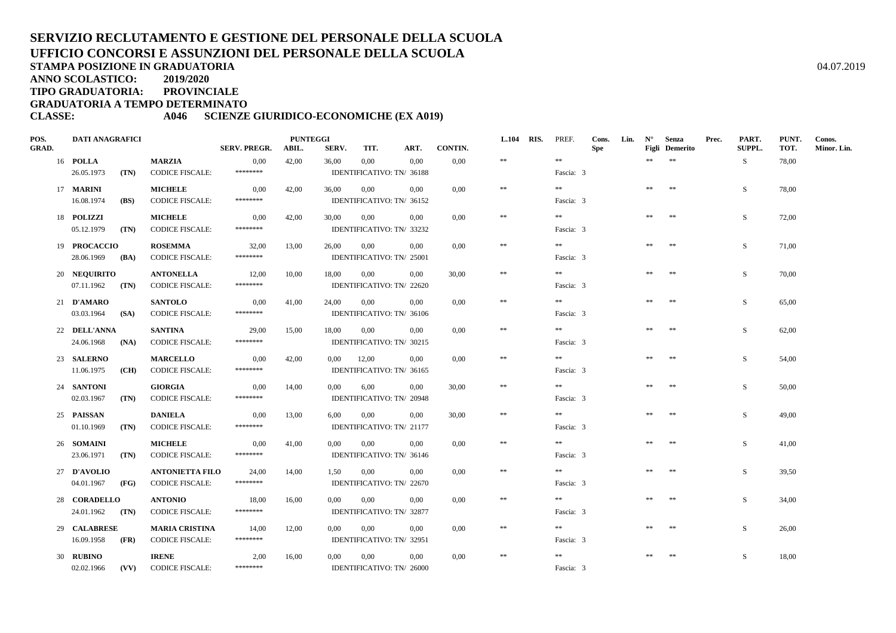# SERVIZIO RECLUTAMENTO E GESTIONE DEL PERSONALE DELLA SCUOLA
# UFFICIO CONCORSI E ASSUNZIONI DEL PERSONALE DELLA SCUOLA

**STAMPA POSIZIONE IN GRADUATORIA** 04.07.2019

**ANNO SCOLASTICO: 2019/2020**

**TIPO GRADUATORIA: PROVINCIALE**

**GRADUATORIA A TEMPO DETERMINATO**

**CLASSE: A046 SCIENZE GIURIDICO-ECONOMICHE (EX A019)**

| POS. GRAD. | DATI ANAGRAFICI | | | SERV. PREGR. | PUNTEGGI ABIL. | SERV. | TIT. | ART. | CONTIN. | L.104 | RIS. | PREF. | Cons. Spe | Lin. | N° Figli | Senza Demerito | Prec. | PART. SUPPL. | PUNT. TOT. | Conos. Minor. Lin. |
|---|---|---|---|---|---|---|---|---|---|---|---|---|---|---|---|---|---|---|---|---|
| 16 | POLLA | | MARZIA | 0,00 | 42,00 | 36,00 | 0,00 | 0,00 | 0,00 | ** | | ** | | | ** | ** | | S | 78,00 | |
| | 26.05.1973 | (TN) | CODICE FISCALE: | ******** | | IDENTIFICATIVO: TN/ 36188 | | | | | | Fascia: 3 | | | | | | | | |
| 17 | MARINI | | MICHELE | 0,00 | 42,00 | 36,00 | 0,00 | 0,00 | 0,00 | ** | | ** | | | ** | ** | | S | 78,00 | |
| | 16.08.1974 | (BS) | CODICE FISCALE: | ******** | | IDENTIFICATIVO: TN/ 36152 | | | | | | Fascia: 3 | | | | | | | | |
| 18 | POLIZZI | | MICHELE | 0,00 | 42,00 | 30,00 | 0,00 | 0,00 | 0,00 | ** | | ** | | | ** | ** | | S | 72,00 | |
| | 05.12.1979 | (TN) | CODICE FISCALE: | ******** | | IDENTIFICATIVO: TN/ 33232 | | | | | | Fascia: 3 | | | | | | | | |
| 19 | PROCACCIO | | ROSEMMA | 32,00 | 13,00 | 26,00 | 0,00 | 0,00 | 0,00 | ** | | ** | | | ** | ** | | S | 71,00 | |
| | 28.06.1969 | (BA) | CODICE FISCALE: | ******** | | IDENTIFICATIVO: TN/ 25001 | | | | | | Fascia: 3 | | | | | | | | |
| 20 | NEQUIRITO | | ANTONELLA | 12,00 | 10,00 | 18,00 | 0,00 | 0,00 | 30,00 | ** | | ** | | | ** | ** | | S | 70,00 | |
| | 07.11.1962 | (TN) | CODICE FISCALE: | ******** | | IDENTIFICATIVO: TN/ 22620 | | | | | | Fascia: 3 | | | | | | | | |
| 21 | D'AMARO | | SANTOLO | 0,00 | 41,00 | 24,00 | 0,00 | 0,00 | 0,00 | ** | | ** | | | ** | ** | | S | 65,00 | |
| | 03.03.1964 | (SA) | CODICE FISCALE: | ******** | | IDENTIFICATIVO: TN/ 36106 | | | | | | Fascia: 3 | | | | | | | | |
| 22 | DELL'ANNA | | SANTINA | 29,00 | 15,00 | 18,00 | 0,00 | 0,00 | 0,00 | ** | | ** | | | ** | ** | | S | 62,00 | |
| | 24.06.1968 | (NA) | CODICE FISCALE: | ******** | | IDENTIFICATIVO: TN/ 30215 | | | | | | Fascia: 3 | | | | | | | | |
| 23 | SALERNO | | MARCELLO | 0,00 | 42,00 | 0,00 | 12,00 | 0,00 | 0,00 | ** | | ** | | | ** | ** | | S | 54,00 | |
| | 11.06.1975 | (CH) | CODICE FISCALE: | ******** | | IDENTIFICATIVO: TN/ 36165 | | | | | | Fascia: 3 | | | | | | | | |
| 24 | SANTONI | | GIORGIA | 0,00 | 14,00 | 0,00 | 6,00 | 0,00 | 30,00 | ** | | ** | | | ** | ** | | S | 50,00 | |
| | 02.03.1967 | (TN) | CODICE FISCALE: | ******** | | IDENTIFICATIVO: TN/ 20948 | | | | | | Fascia: 3 | | | | | | | | |
| 25 | PAISSAN | | DANIELA | 0,00 | 13,00 | 6,00 | 0,00 | 0,00 | 30,00 | ** | | ** | | | ** | ** | | S | 49,00 | |
| | 01.10.1969 | (TN) | CODICE FISCALE: | ******** | | IDENTIFICATIVO: TN/ 21177 | | | | | | Fascia: 3 | | | | | | | | |
| 26 | SOMAINI | | MICHELE | 0,00 | 41,00 | 0,00 | 0,00 | 0,00 | 0,00 | ** | | ** | | | ** | ** | | S | 41,00 | |
| | 23.06.1971 | (TN) | CODICE FISCALE: | ******** | | IDENTIFICATIVO: TN/ 36146 | | | | | | Fascia: 3 | | | | | | | | |
| 27 | D'AVOLIO | | ANTONIETTA FILO | 24,00 | 14,00 | 1,50 | 0,00 | 0,00 | 0,00 | ** | | ** | | | ** | ** | | S | 39,50 | |
| | 04.01.1967 | (FG) | CODICE FISCALE: | ******** | | IDENTIFICATIVO: TN/ 22670 | | | | | | Fascia: 3 | | | | | | | | |
| 28 | CORADELLO | | ANTONIO | 18,00 | 16,00 | 0,00 | 0,00 | 0,00 | 0,00 | ** | | ** | | | ** | ** | | S | 34,00 | |
| | 24.01.1962 | (TN) | CODICE FISCALE: | ******** | | IDENTIFICATIVO: TN/ 32877 | | | | | | Fascia: 3 | | | | | | | | |
| 29 | CALABRESE | | MARIA CRISTINA | 14,00 | 12,00 | 0,00 | 0,00 | 0,00 | 0,00 | ** | | ** | | | ** | ** | | S | 26,00 | |
| | 16.09.1958 | (FR) | CODICE FISCALE: | ******** | | IDENTIFICATIVO: TN/ 32951 | | | | | | Fascia: 3 | | | | | | | | |
| 30 | RUBINO | | IRENE | 2,00 | 16,00 | 0,00 | 0,00 | 0,00 | 0,00 | ** | | ** | | | ** | ** | | S | 18,00 | |
| | 02.02.1966 | (VV) | CODICE FISCALE: | ******** | | IDENTIFICATIVO: TN/ 26000 | | | | | | Fascia: 3 | | | | | | | | |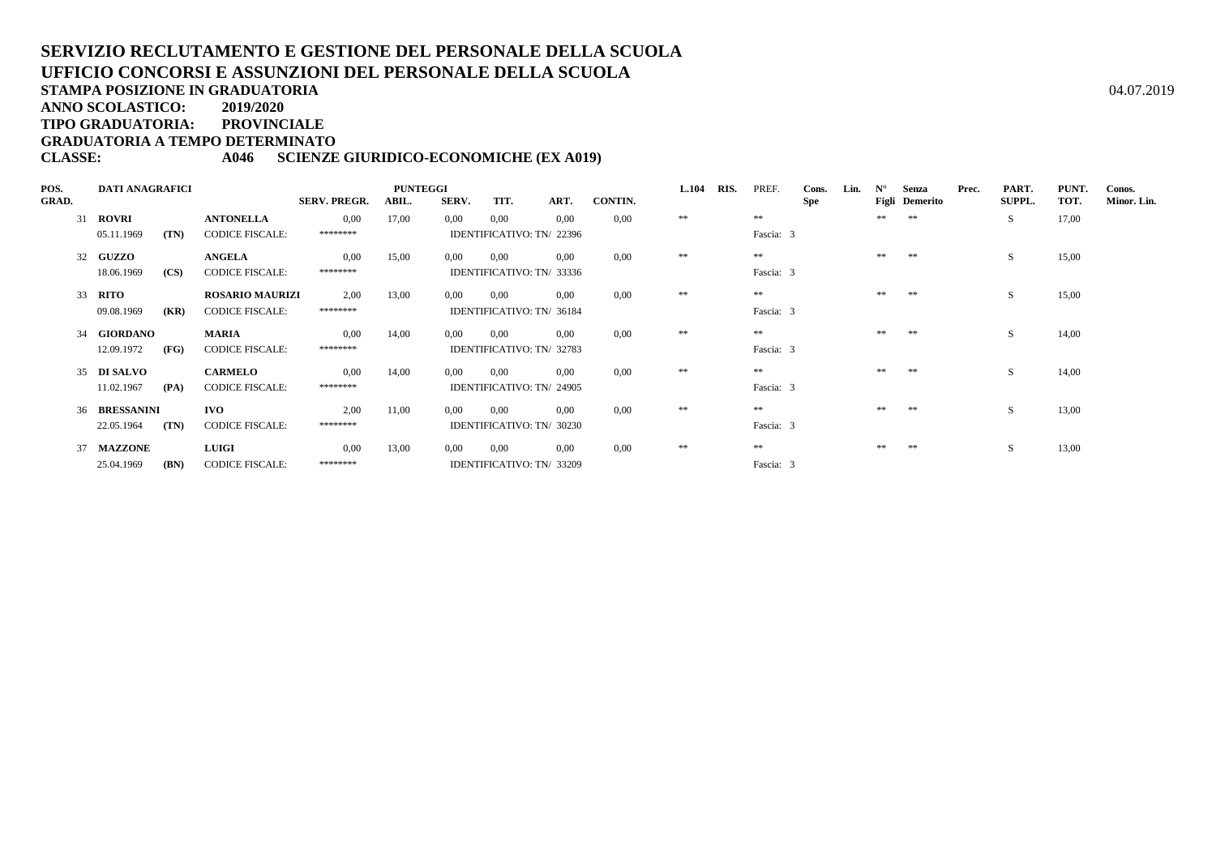# SERVIZIO RECLUTAMENTO E GESTIONE DEL PERSONALE DELLA SCUOLA
# UFFICIO CONCORSI E ASSUNZIONI DEL PERSONALE DELLA SCUOLA

**STAMPA POSIZIONE IN GRADUATORIA** 04.07.2019

**ANNO SCOLASTICO: 2019/2020**

**TIPO GRADUATORIA: PROVINCIALE**

**GRADUATORIA A TEMPO DETERMINATO**

**CLASSE: A046 SCIENZE GIURIDICO-ECONOMICHE (EX A019)**

| POS. GRAD. | DATI ANAGRAFICI | | | SERV. PREGR. | PUNTEGGI ABIL. | SERV. | TIT. | ART. | CONTIN. | L.104 | RIS. | PREF. | Cons. Spe | Lin. | N° Figli | Senza Demerito | Prec. | PART. SUPPL. | PUNT. TOT. | Conos. Minor. Lin. |
|---|---|---|---|---|---|---|---|---|---|---|---|---|---|---|---|---|---|---|---|---|
| 31 | **ROVRI** | | **ANTONELLA** | 0,00 | 17,00 | 0,00 | 0,00 | 0,00 | 0,00 | ** | | ** | | | ** | ** | | S | 17,00 | |
| | 05.11.1969 | **(TN)** | CODICE FISCALE: | ******** | | IDENTIFICATIVO: TN/ 22396 | | | | | | Fascia: 3 | | | | | | | | |
| 32 | **GUZZO** | | **ANGELA** | 0,00 | 15,00 | 0,00 | 0,00 | 0,00 | 0,00 | ** | | ** | | | ** | ** | | S | 15,00 | |
| | 18.06.1969 | **(CS)** | CODICE FISCALE: | ******** | | IDENTIFICATIVO: TN/ 33336 | | | | | | Fascia: 3 | | | | | | | | |
| 33 | **RITO** | | **ROSARIO MAURIZI** | 2,00 | 13,00 | 0,00 | 0,00 | 0,00 | 0,00 | ** | | ** | | | ** | ** | | S | 15,00 | |
| | 09.08.1969 | **(KR)** | CODICE FISCALE: | ******** | | IDENTIFICATIVO: TN/ 36184 | | | | | | Fascia: 3 | | | | | | | | |
| 34 | **GIORDANO** | | **MARIA** | 0,00 | 14,00 | 0,00 | 0,00 | 0,00 | 0,00 | ** | | ** | | | ** | ** | | S | 14,00 | |
| | 12.09.1972 | **(FG)** | CODICE FISCALE: | ******** | | IDENTIFICATIVO: TN/ 32783 | | | | | | Fascia: 3 | | | | | | | | |
| 35 | **DI SALVO** | | **CARMELO** | 0,00 | 14,00 | 0,00 | 0,00 | 0,00 | 0,00 | ** | | ** | | | ** | ** | | S | 14,00 | |
| | 11.02.1967 | **(PA)** | CODICE FISCALE: | ******** | | IDENTIFICATIVO: TN/ 24905 | | | | | | Fascia: 3 | | | | | | | | |
| 36 | **BRESSANINI** | | **IVO** | 2,00 | 11,00 | 0,00 | 0,00 | 0,00 | 0,00 | ** | | ** | | | ** | ** | | S | 13,00 | |
| | 22.05.1964 | **(TN)** | CODICE FISCALE: | ******** | | IDENTIFICATIVO: TN/ 30230 | | | | | | Fascia: 3 | | | | | | | | |
| 37 | **MAZZONE** | | **LUIGI** | 0,00 | 13,00 | 0,00 | 0,00 | 0,00 | 0,00 | ** | | ** | | | ** | ** | | S | 13,00 | |
| | 25.04.1969 | **(BN)** | CODICE FISCALE: | ******** | | IDENTIFICATIVO: TN/ 33209 | | | | | | Fascia: 3 | | | | | | | | |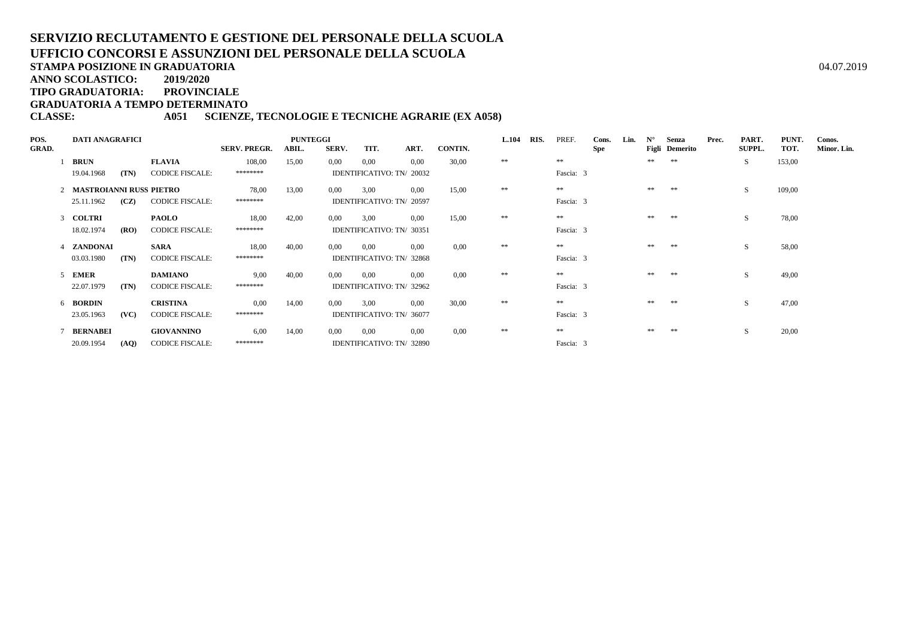# SERVIZIO RECLUTAMENTO E GESTIONE DEL PERSONALE DELLA SCUOLA
# UFFICIO CONCORSI E ASSUNZIONI DEL PERSONALE DELLA SCUOLA

**STAMPA POSIZIONE IN GRADUATORIA** 04.07.2019
**ANNO SCOLASTICO: 2019/2020**
**TIPO GRADUATORIA: PROVINCIALE**
**GRADUATORIA A TEMPO DETERMINATO**
**CLASSE: A051 SCIENZE, TECNOLOGIE E TECNICHE AGRARIE (EX A058)**

| POS. GRAD. | DATI ANAGRAFICI | | | SERV. PREGR. | PUNTEGGI ABIL. | SERV. | TIT. | ART. | CONTIN. | L.104 | RIS. | PREF. | Cons. Spe | Lin. | N° Figli | Senza Demerito | Prec. | PART. SUPPL. | PUNT. TOT. | Conos. Minor. Lin. |
|---|---|---|---|---|---|---|---|---|---|---|---|---|---|---|---|---|---|---|---|---|
| 1 | **BRUN** | | **FLAVIA** | 108,00 | 15,00 | 0,00 | 0,00 | 0,00 | 30,00 | ** | | ** | | | ** | ** | | S | 153,00 | |
| | 19.04.1968 | **(TN)** | CODICE FISCALE: | ******** | | IDENTIFICATIVO: TN/ 20032 | | | | | | Fascia: 3 | | | | | | | | |
| 2 | **MASTROIANNI RUSS** | | **PIETRO** | 78,00 | 13,00 | 0,00 | 3,00 | 0,00 | 15,00 | ** | | ** | | | ** | ** | | S | 109,00 | |
| | 25.11.1962 | **(CZ)** | CODICE FISCALE: | ******** | | IDENTIFICATIVO: TN/ 20597 | | | | | | Fascia: 3 | | | | | | | | |
| 3 | **COLTRI** | | **PAOLO** | 18,00 | 42,00 | 0,00 | 3,00 | 0,00 | 15,00 | ** | | ** | | | ** | ** | | S | 78,00 | |
| | 18.02.1974 | **(RO)** | CODICE FISCALE: | ******** | | IDENTIFICATIVO: TN/ 30351 | | | | | | Fascia: 3 | | | | | | | | |
| 4 | **ZANDONAI** | | **SARA** | 18,00 | 40,00 | 0,00 | 0,00 | 0,00 | 0,00 | ** | | ** | | | ** | ** | | S | 58,00 | |
| | 03.03.1980 | **(TN)** | CODICE FISCALE: | ******** | | IDENTIFICATIVO: TN/ 32868 | | | | | | Fascia: 3 | | | | | | | | |
| 5 | **EMER** | | **DAMIANO** | 9,00 | 40,00 | 0,00 | 0,00 | 0,00 | 0,00 | ** | | ** | | | ** | ** | | S | 49,00 | |
| | 22.07.1979 | **(TN)** | CODICE FISCALE: | ******** | | IDENTIFICATIVO: TN/ 32962 | | | | | | Fascia: 3 | | | | | | | | |
| 6 | **BORDIN** | | **CRISTINA** | 0,00 | 14,00 | 0,00 | 3,00 | 0,00 | 30,00 | ** | | ** | | | ** | ** | | S | 47,00 | |
| | 23.05.1963 | **(VC)** | CODICE FISCALE: | ******** | | IDENTIFICATIVO: TN/ 36077 | | | | | | Fascia: 3 | | | | | | | | |
| 7 | **BERNABEI** | | **GIOVANNINO** | 6,00 | 14,00 | 0,00 | 0,00 | 0,00 | 0,00 | ** | | ** | | | ** | ** | | S | 20,00 | |
| | 20.09.1954 | **(AQ)** | CODICE FISCALE: | ******** | | IDENTIFICATIVO: TN/ 32890 | | | | | | Fascia: 3 | | | | | | | | |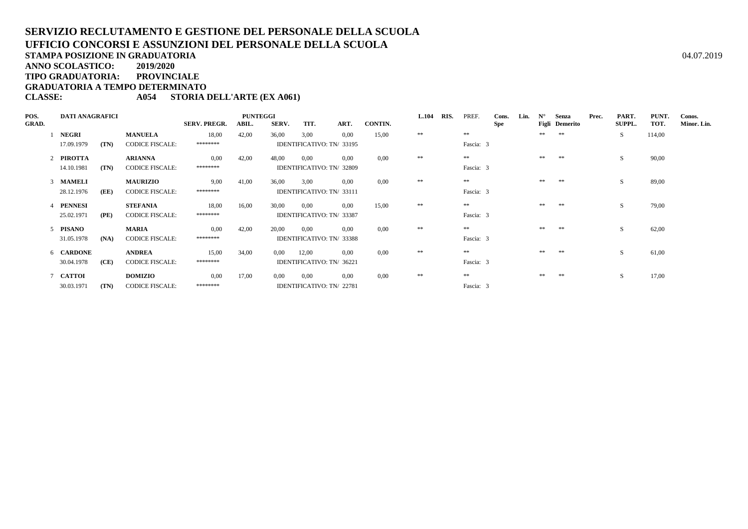# SERVIZIO RECLUTAMENTO E GESTIONE DEL PERSONALE DELLA SCUOLA
# UFFICIO CONCORSI E ASSUNZIONI DEL PERSONALE DELLA SCUOLA

**STAMPA POSIZIONE IN GRADUATORIA** 04.07.2019

**ANNO SCOLASTICO: 2019/2020**

**TIPO GRADUATORIA: PROVINCIALE**

**GRADUATORIA A TEMPO DETERMINATO**

**CLASSE: A054 STORIA DELL'ARTE (EX A061)**

| POS. GRAD. | DATI ANAGRAFICI | | | SERV. PREGR. | ABIL. | SERV. | TIT. | ART. | CONTIN. | L.104 | RIS. | PREF. | Cons. Spe | Lin. | N° Figli | Senza Demerito | Prec. | PART. SUPPL. | PUNT. TOT. | Conos. Minor. Lin. |
|---|---|---|---|---|---|---|---|---|---|---|---|---|---|---|---|---|---|---|---|---|
| 1 | NEGRI | | MANUELA | 18,00 | 42,00 | 36,00 | 3,00 | 0,00 | 15,00 | ** | | ** | | | ** | ** | | S | 114,00 | |
| | 17.09.1979 | (TN) | CODICE FISCALE: | ******** | | IDENTIFICATIVO: TN/ 33195 | | | | | | Fascia: 3 | | | | | | | | |
| 2 | PIROTTA | | ARIANNA | 0,00 | 42,00 | 48,00 | 0,00 | 0,00 | 0,00 | ** | | ** | | | ** | ** | | S | 90,00 | |
| | 14.10.1981 | (TN) | CODICE FISCALE: | ******** | | IDENTIFICATIVO: TN/ 32809 | | | | | | Fascia: 3 | | | | | | | | |
| 3 | MAMELI | | MAURIZIO | 9,00 | 41,00 | 36,00 | 3,00 | 0,00 | 0,00 | ** | | ** | | | ** | ** | | S | 89,00 | |
| | 28.12.1976 | (EE) | CODICE FISCALE: | ******** | | IDENTIFICATIVO: TN/ 33111 | | | | | | Fascia: 3 | | | | | | | | |
| 4 | PENNESI | | STEFANIA | 18,00 | 16,00 | 30,00 | 0,00 | 0,00 | 15,00 | ** | | ** | | | ** | ** | | S | 79,00 | |
| | 25.02.1971 | (PE) | CODICE FISCALE: | ******** | | IDENTIFICATIVO: TN/ 33387 | | | | | | Fascia: 3 | | | | | | | | |
| 5 | PISANO | | MARIA | 0,00 | 42,00 | 20,00 | 0,00 | 0,00 | 0,00 | ** | | ** | | | ** | ** | | S | 62,00 | |
| | 31.05.1978 | (NA) | CODICE FISCALE: | ******** | | IDENTIFICATIVO: TN/ 33388 | | | | | | Fascia: 3 | | | | | | | | |
| 6 | CARDONE | | ANDREA | 15,00 | 34,00 | 0,00 | 12,00 | 0,00 | 0,00 | ** | | ** | | | ** | ** | | S | 61,00 | |
| | 30.04.1978 | (CE) | CODICE FISCALE: | ******** | | IDENTIFICATIVO: TN/ 36221 | | | | | | Fascia: 3 | | | | | | | | |
| 7 | CATTOI | | DOMIZIO | 0,00 | 17,00 | 0,00 | 0,00 | 0,00 | 0,00 | ** | | ** | | | ** | ** | | S | 17,00 | |
| | 30.03.1971 | (TN) | CODICE FISCALE: | ******** | | IDENTIFICATIVO: TN/ 22781 | | | | | | Fascia: 3 | | | | | | | | |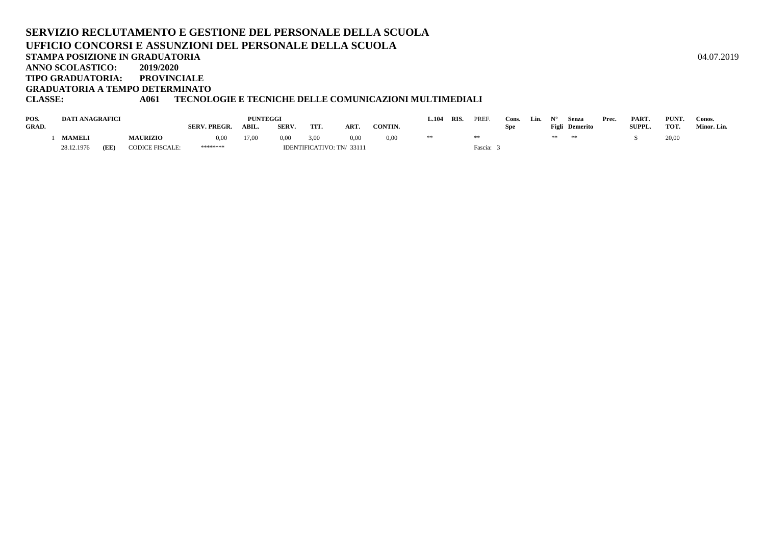**SERVIZIO RECLUTAMENTO E GESTIONE DEL PERSONALE DELLA SCUOLA**
**UFFICIO CONCORSI E ASSUNZIONI DEL PERSONALE DELLA SCUOLA**
**STAMPA POSIZIONE IN GRADUATORIA** 04.07.2019
**ANNO SCOLASTICO: 2019/2020**
**TIPO GRADUATORIA: PROVINCIALE**
**GRADUATORIA A TEMPO DETERMINATO**
**CLASSE: A061 TECNOLOGIE E TECNICHE DELLE COMUNICAZIONI MULTIMEDIALI**

| POS. GRAD. | DATI ANAGRAFICI | | | SERV. PREGR. | PUNTEGGI ABIL. | SERV. | TIT. | ART. | CONTIN. | L.104 | RIS. | PREF. | Cons. Spe | Lin. | N° Figli | Senza Demerito | Prec. | PART. SUPPL. | PUNT. TOT. | Conos. Minor. Lin. |
|---|---|---|---|---|---|---|---|---|---|---|---|---|---|---|---|---|---|---|---|---|
| 1 | MAMELI | | MAURIZIO | 0,00 | 17,00 | 0,00 | 3,00 | 0,00 | 0,00 | ** | | ** | | | ** | ** | | S | 20,00 | |
| | 28.12.1976 | (EE) | CODICE FISCALE: | ******** | | IDENTIFICATIVO: TN/ 33111 | | | | | | Fascia: 3 | | | | | | | | |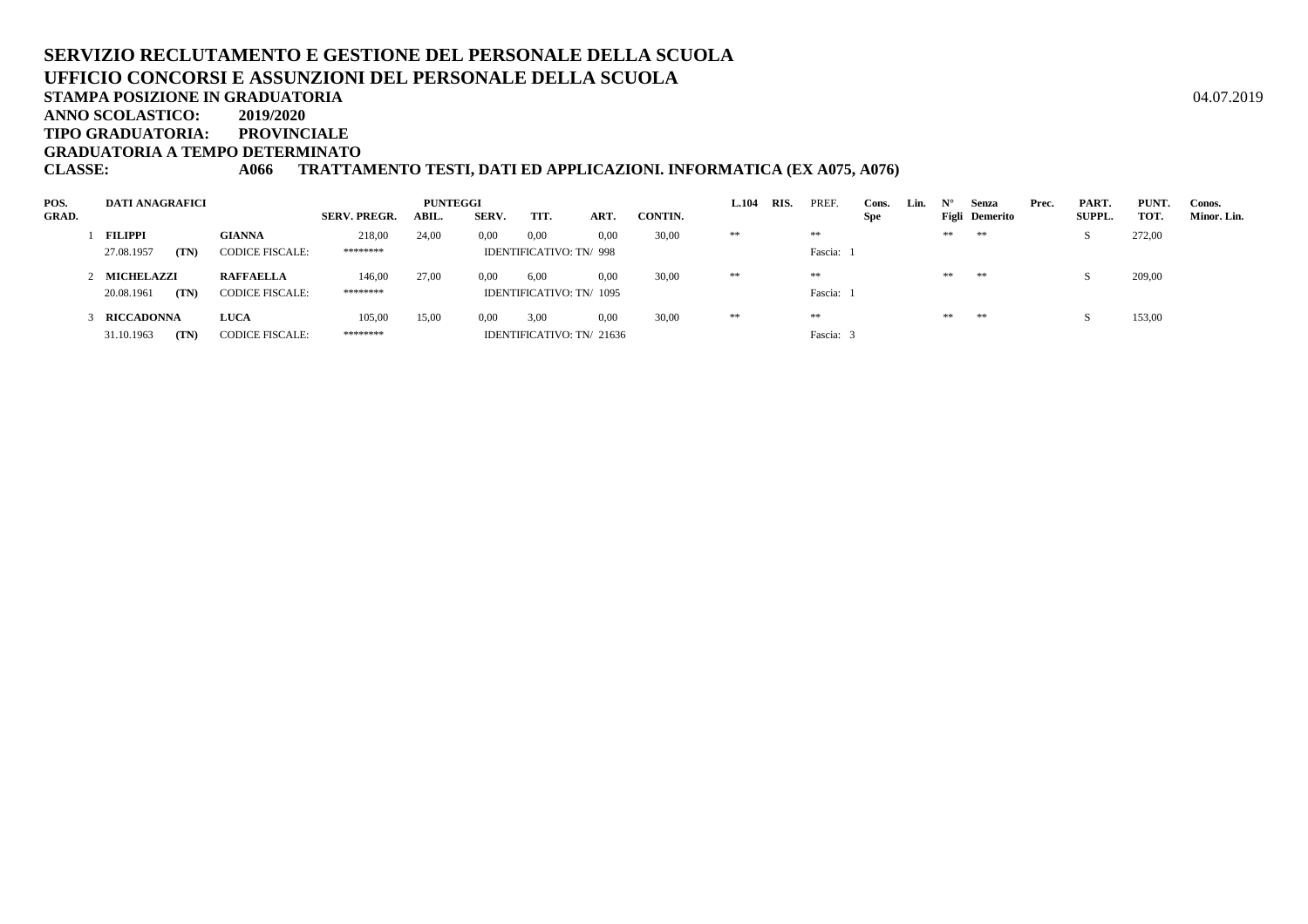**SERVIZIO RECLUTAMENTO E GESTIONE DEL PERSONALE DELLA SCUOLA**
**UFFICIO CONCORSI E ASSUNZIONI DEL PERSONALE DELLA SCUOLA**
**STAMPA POSIZIONE IN GRADUATORIA** 04.07.2019
**ANNO SCOLASTICO: 2019/2020**
**TIPO GRADUATORIA: PROVINCIALE**
**GRADUATORIA A TEMPO DETERMINATO**
**CLASSE: A066 TRATTAMENTO TESTI, DATI ED APPLICAZIONI. INFORMATICA (EX A075, A076)**

| POS. GRAD. | DATI ANAGRAFICI | | | SERV. PREGR. | PUNTEGGI ABIL. | SERV. | TIT. | ART. | CONTIN. | L.104 | RIS. | PREF. | Cons. Spe | Lin. | N° Figli | Senza Demerito | Prec. | PART. SUPPL. | PUNT. TOT. | Conos. Minor. Lin. |
|---|---|---|---|---|---|---|---|---|---|---|---|---|---|---|---|---|---|---|---|---|
| 1 | FILIPPI | | GIANNA | 218,00 | 24,00 | 0,00 | 0,00 | 0,00 | 30,00 | ** | | ** | | | ** | ** | | S | 272,00 | |
| | 27.08.1957 | (TN) | CODICE FISCALE: | ******** | | IDENTIFICATIVO: TN/ 998 | | | | | | Fascia: 1 | | | | | | | | |
| 2 | MICHELAZZI | | RAFFAELLA | 146,00 | 27,00 | 0,00 | 6,00 | 0,00 | 30,00 | ** | | ** | | | ** | ** | | S | 209,00 | |
| | 20.08.1961 | (TN) | CODICE FISCALE: | ******** | | IDENTIFICATIVO: TN/ 1095 | | | | | | Fascia: 1 | | | | | | | | |
| 3 | RICCADONNA | | LUCA | 105,00 | 15,00 | 0,00 | 3,00 | 0,00 | 30,00 | ** | | ** | | | ** | ** | | S | 153,00 | |
| | 31.10.1963 | (TN) | CODICE FISCALE: | ******** | | IDENTIFICATIVO: TN/ 21636 | | | | | | Fascia: 3 | | | | | | | | |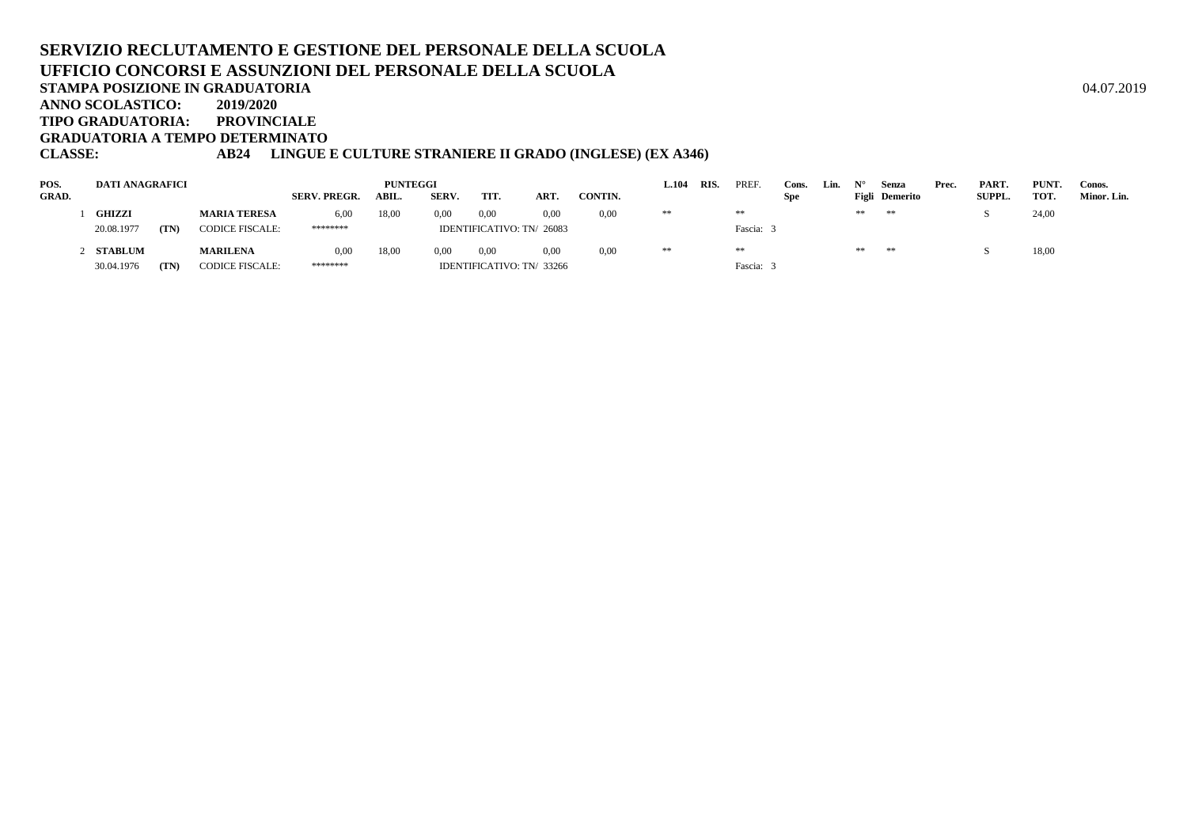# SERVIZIO RECLUTAMENTO E GESTIONE DEL PERSONALE DELLA SCUOLA
# UFFICIO CONCORSI E ASSUNZIONI DEL PERSONALE DELLA SCUOLA

**STAMPA POSIZIONE IN GRADUATORIA** 04.07.2019

**ANNO SCOLASTICO: 2019/2020**

**TIPO GRADUATORIA: PROVINCIALE**

**GRADUATORIA A TEMPO DETERMINATO**

**CLASSE: AB24 LINGUE E CULTURE STRANIERE II GRADO (INGLESE) (EX A346)**

| POS. GRAD. | DATI ANAGRAFICI | | | SERV. PREGR. | PUNTEGGI ABIL. | SERV. | TIT. | ART. | CONTIN. | L.104 | RIS. | PREF. | Cons. Spe | Lin. | N° Figli | Senza Demerito | Prec. | PART. SUPPL. | PUNT. TOT. | Conos. Minor. Lin. |
|---|---|---|---|---|---|---|---|---|---|---|---|---|---|---|---|---|---|---|---|---|
| 1 | **GHIZZI** | | **MARIA TERESA** | 6,00 | 18,00 | 0,00 | 0,00 | 0,00 | 0,00 | ** | | ** | | | ** | ** | | S | 24,00 | |
| | 20.08.1977 | (TN) | CODICE FISCALE: | ******** | | IDENTIFICATIVO: TN/ 26083 | | | | | | Fascia: 3 | | | | | | | | |
| 2 | **STABLUM** | | **MARILENA** | 0,00 | 18,00 | 0,00 | 0,00 | 0,00 | 0,00 | ** | | ** | | | ** | ** | | S | 18,00 | |
| | 30.04.1976 | (TN) | CODICE FISCALE: | ******** | | IDENTIFICATIVO: TN/ 33266 | | | | | | Fascia: 3 | | | | | | | | |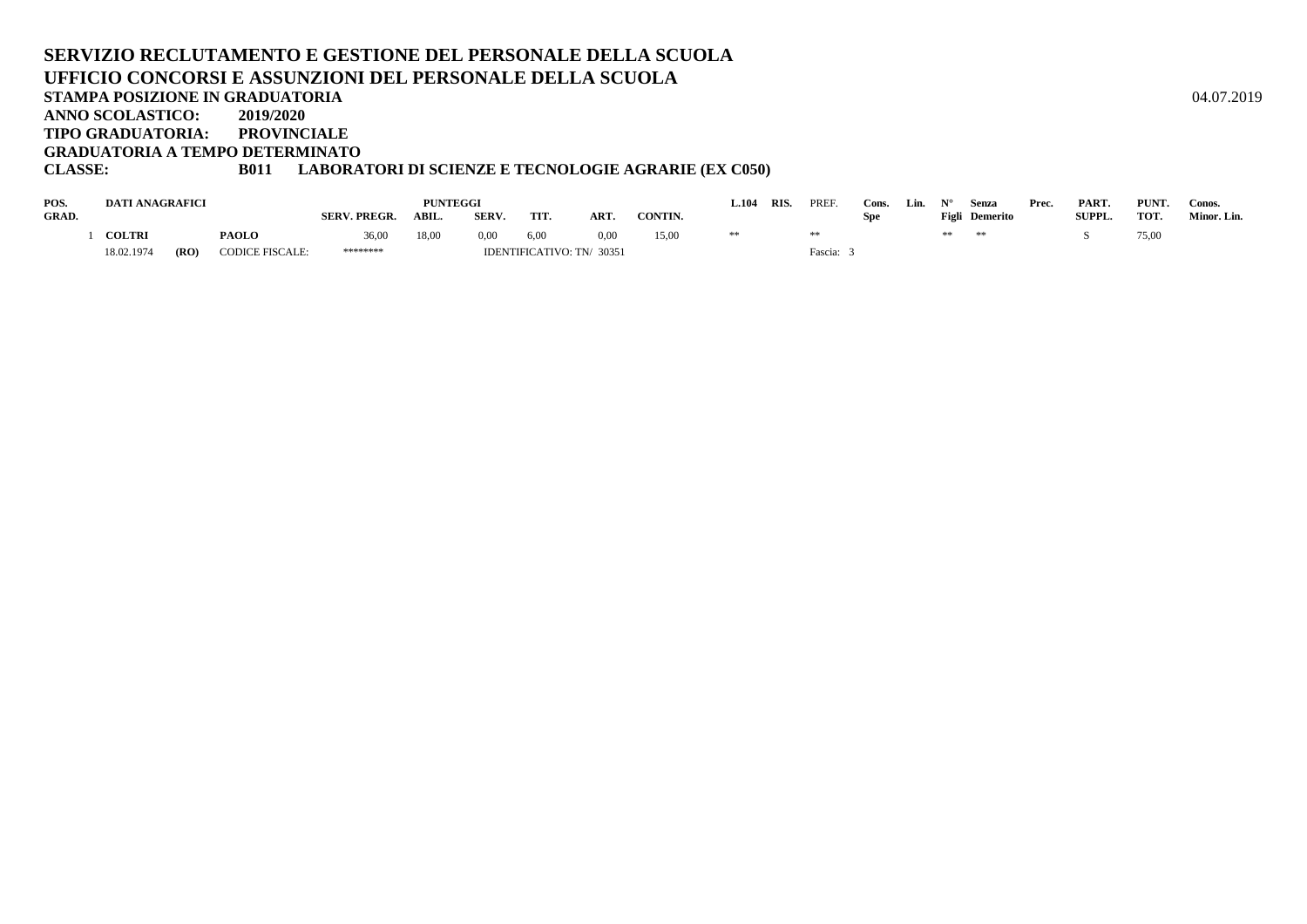# SERVIZIO RECLUTAMENTO E GESTIONE DEL PERSONALE DELLA SCUOLA
# UFFICIO CONCORSI E ASSUNZIONI DEL PERSONALE DELLA SCUOLA

**STAMPA POSIZIONE IN GRADUATORIA** 04.07.2019

**ANNO SCOLASTICO: 2019/2020**

**TIPO GRADUATORIA: PROVINCIALE**

**GRADUATORIA A TEMPO DETERMINATO**

**CLASSE: B011 LABORATORI DI SCIENZE E TECNOLOGIE AGRARIE (EX C050)**

| POS. GRAD. | DATI ANAGRAFICI | | | SERV. PREGR. | PUNTEGGI ABIL. | SERV. | TIT. | ART. | CONTIN. | L.104 | RIS. | PREF. | Cons. Spe | Lin. | N° Figli | Senza Demerito | Prec. | PART. SUPPL. | PUNT. TOT. | Conos. Minor. Lin. |
|---|---|---|---|---|---|---|---|---|---|---|---|---|---|---|---|---|---|---|---|---|
| 1 | **COLTRI** | | **PAOLO** | 36,00 | 18,00 | 0,00 | 6,00 | 0,00 | 15,00 | ** | | ** | | | ** | ** | | S | 75,00 | |
| | 18.02.1974 | **(RO)** | CODICE FISCALE: | ******** | | IDENTIFICATIVO: TN/ 30351 | | | | | | Fascia: 3 | | | | | | | | |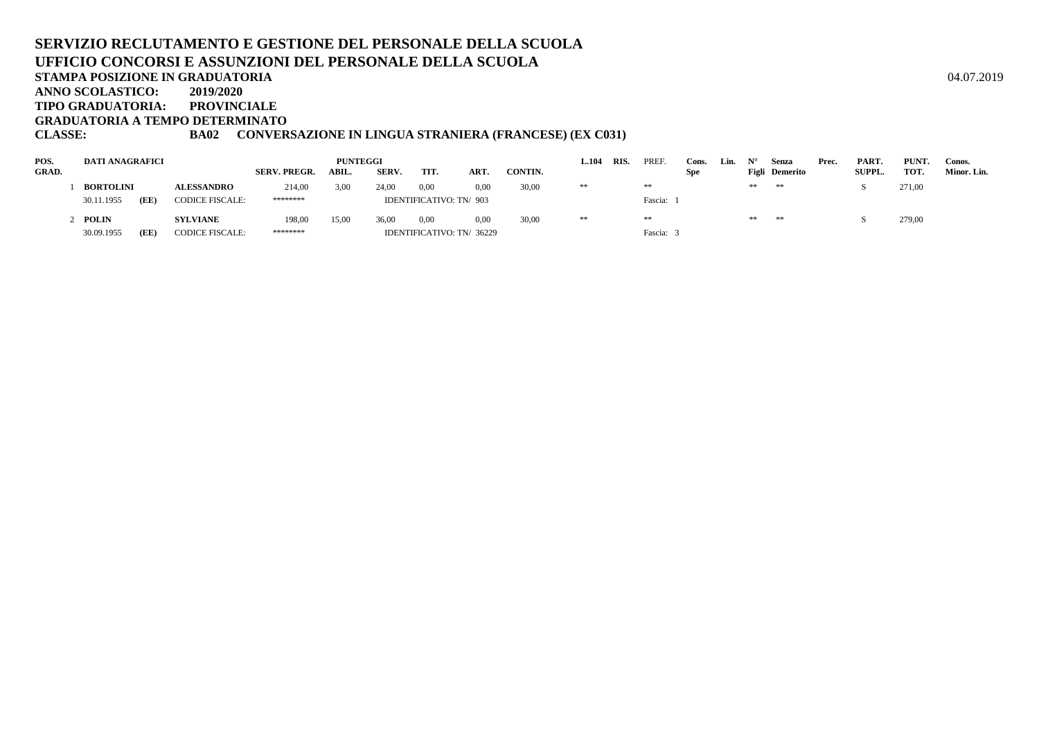# SERVIZIO RECLUTAMENTO E GESTIONE DEL PERSONALE DELLA SCUOLA
# UFFICIO CONCORSI E ASSUNZIONI DEL PERSONALE DELLA SCUOLA

**STAMPA POSIZIONE IN GRADUATORIA** 04.07.2019

**ANNO SCOLASTICO: 2019/2020**

**TIPO GRADUATORIA: PROVINCIALE**

**GRADUATORIA A TEMPO DETERMINATO**

**CLASSE: BA02 CONVERSAZIONE IN LINGUA STRANIERA (FRANCESE) (EX C031)**

| POS. GRAD. | DATI ANAGRAFICI | | | SERV. PREGR. | PUNTEGGI ABIL. | SERV. | TIT. | ART. | CONTIN. | L.104 | RIS. | PREF. | Cons. Spe | Lin. | N° Figli | Senza Demerito | Prec. | PART. SUPPL. | PUNT. TOT. | Conos. Minor. Lin. |
|---|---|---|---|---|---|---|---|---|---|---|---|---|---|---|---|---|---|---|---|---|
| 1 | BORTOLINI | | ALESSANDRO | 214,00 | 3,00 | 24,00 | 0,00 | 0,00 | 30,00 | ** | | ** | | | ** | ** | | S | 271,00 | |
| | 30.11.1955 | (EE) | CODICE FISCALE: | ******** | | IDENTIFICATIVO: TN/ 903 | | | | | | Fascia: 1 | | | | | | | | |
| 2 | POLIN | | SYLVIANE | 198,00 | 15,00 | 36,00 | 0,00 | 0,00 | 30,00 | ** | | ** | | | ** | ** | | S | 279,00 | |
| | 30.09.1955 | (EE) | CODICE FISCALE: | ******** | | IDENTIFICATIVO: TN/ 36229 | | | | | | Fascia: 3 | | | | | | | | |